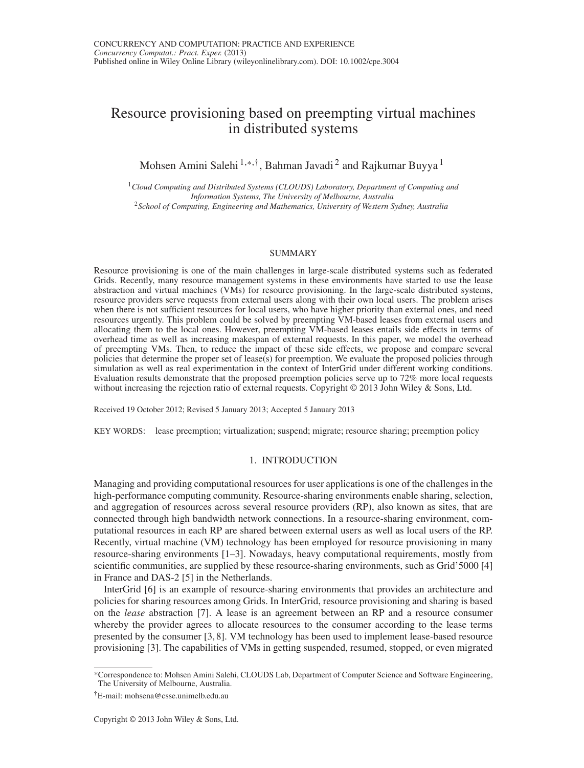# Resource provisioning based on preempting virtual machines in distributed systems

Mohsen Amini Salehi [1,*,†], Bahman Javadi [2] and Rajkumar Buyya [1]

[1] *Cloud Computing and Distributed Systems (CLOUDS) Laboratory, Department of Computing and Information Systems, The University of Melbourne, Australia*

[2] *School of Computing, Engineering and Mathematics, University of Western Sydney, Australia*

## SUMMARY

Resource provisioning is one of the main challenges in large-scale distributed systems such as federated Grids. Recently, many resource management systems in these environments have started to use the lease abstraction and virtual machines (VMs) for resource provisioning. In the large-scale distributed systems, resource providers serve requests from external users along with their own local users. The problem arises when there is not sufficient resources for local users, who have higher priority than external ones, and need resources urgently. This problem could be solved by preempting VM-based leases from external users and allocating them to the local ones. However, preempting VM-based leases entails side effects in terms of overhead time as well as increasing makespan of external requests. In this paper, we model the overhead of preempting VMs. Then, to reduce the impact of these side effects, we propose and compare several policies that determine the proper set of lease(s) for preemption. We evaluate the proposed policies through simulation as well as real experimentation in the context of InterGrid under different working conditions. Evaluation results demonstrate that the proposed preemption policies serve up to 72% more local requests without increasing the rejection ratio of external requests. Copyright © 2013 John Wiley & Sons, Ltd.

Received 19 October 2012; Revised 5 January 2013; Accepted 5 January 2013

KEY WORDS: lease preemption; virtualization; suspend; migrate; resource sharing; preemption policy

## 1. INTRODUCTION

Managing and providing computational resources for user applications is one of the challenges in the high-performance computing community. Resource-sharing environments enable sharing, selection, and aggregation of resources across several resource providers (RP), also known as sites, that are connected through high bandwidth network connections. In a resource-sharing environment, computational resources in each RP are shared between external users as well as local users of the RP. Recently, virtual machine (VM) technology has been employed for resource provisioning in many resource-sharing environments [1–3]. Nowadays, heavy computational requirements, mostly from scientific communities, are supplied by these resource-sharing environments, such as Grid'5000 [4] in France and DAS-2 [5] in the Netherlands.

InterGrid [6] is an example of resource-sharing environments that provides an architecture and policies for sharing resources among Grids. In InterGrid, resource provisioning and sharing is based on the *lease* abstraction [7]. A lease is an agreement between an RP and a resource consumer whereby the provider agrees to allocate resources to the consumer according to the lease terms presented by the consumer [3,8]. VM technology has been used to implement lease-based resource provisioning [3]. The capabilities of VMs in getting suspended, resumed, stopped, or even migrated

---

*Correspondence to: Mohsen Amini Salehi, CLOUDS Lab, Department of Computer Science and Software Engineering, The University of Melbourne, Australia.

†E-mail: mohsena@csse.unimelb.edu.au

Copyright © 2013 John Wiley & Sons, Ltd.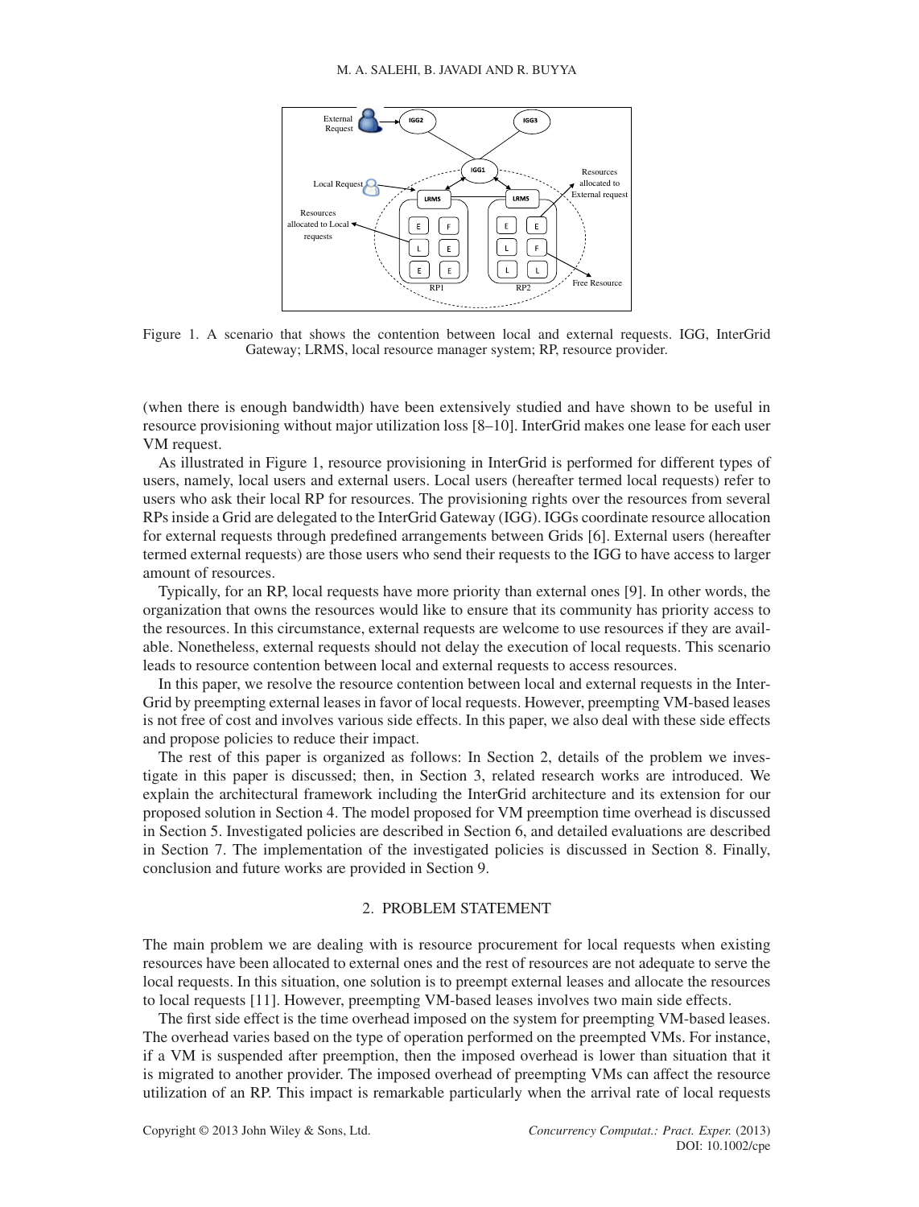Figure 1. A scenario that shows the contention between local and external requests. IGG, InterGrid Gateway; LRMS, local resource manager system; RP, resource provider.

(when there is enough bandwidth) have been extensively studied and have shown to be useful in resource provisioning without major utilization loss [8–10]. InterGrid makes one lease for each user VM request.

As illustrated in Figure 1, resource provisioning in InterGrid is performed for different types of users, namely, local users and external users. Local users (hereafter termed local requests) refer to users who ask their local RP for resources. The provisioning rights over the resources from several RPs inside a Grid are delegated to the InterGrid Gateway (IGG). IGGs coordinate resource allocation for external requests through predefined arrangements between Grids [6]. External users (hereafter termed external requests) are those users who send their requests to the IGG to have access to larger amount of resources.

Typically, for an RP, local requests have more priority than external ones [9]. In other words, the organization that owns the resources would like to ensure that its community has priority access to the resources. In this circumstance, external requests are welcome to use resources if they are available. Nonetheless, external requests should not delay the execution of local requests. This scenario leads to resource contention between local and external requests to access resources.

In this paper, we resolve the resource contention between local and external requests in the InterGrid by preempting external leases in favor of local requests. However, preempting VM-based leases is not free of cost and involves various side effects. In this paper, we also deal with these side effects and propose policies to reduce their impact.

The rest of this paper is organized as follows: In Section 2, details of the problem we investigate in this paper is discussed; then, in Section 3, related research works are introduced. We explain the architectural framework including the InterGrid architecture and its extension for our proposed solution in Section 4. The model proposed for VM preemption time overhead is discussed in Section 5. Investigated policies are described in Section 6, and detailed evaluations are described in Section 7. The implementation of the investigated policies is discussed in Section 8. Finally, conclusion and future works are provided in Section 9.

## 2. PROBLEM STATEMENT

The main problem we are dealing with is resource procurement for local requests when existing resources have been allocated to external ones and the rest of resources are not adequate to serve the local requests. In this situation, one solution is to preempt external leases and allocate the resources to local requests [11]. However, preempting VM-based leases involves two main side effects.

The first side effect is the time overhead imposed on the system for preempting VM-based leases. The overhead varies based on the type of operation performed on the preempted VMs. For instance, if a VM is suspended after preemption, then the imposed overhead is lower than situation that it is migrated to another provider. The imposed overhead of preempting VMs can affect the resource utilization of an RP. This impact is remarkable particularly when the arrival rate of local requests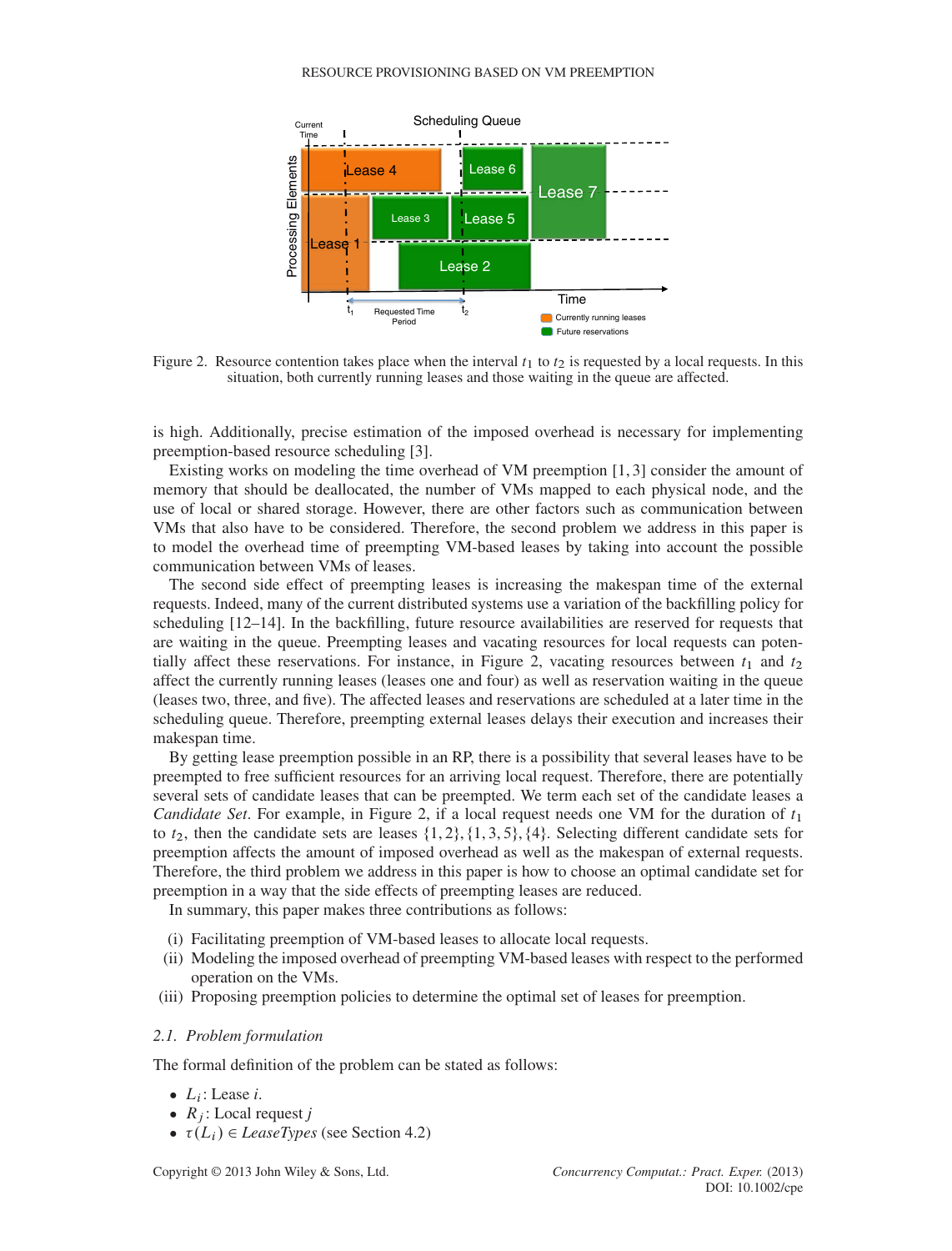Figure 2. Resource contention takes place when the interval $t_1$ to $t_2$ is requested by a local requests. In this situation, both currently running leases and those waiting in the queue are affected.

is high. Additionally, precise estimation of the imposed overhead is necessary for implementing preemption-based resource scheduling [3].

Existing works on modeling the time overhead of VM preemption [1, 3] consider the amount of memory that should be deallocated, the number of VMs mapped to each physical node, and the use of local or shared storage. However, there are other factors such as communication between VMs that also have to be considered. Therefore, the second problem we address in this paper is to model the overhead time of preempting VM-based leases by taking into account the possible communication between VMs of leases.

The second side effect of preempting leases is increasing the makespan time of the external requests. Indeed, many of the current distributed systems use a variation of the backfilling policy for scheduling [12–14]. In the backfilling, future resource availabilities are reserved for requests that are waiting in the queue. Preempting leases and vacating resources for local requests can potentially affect these reservations. For instance, in Figure 2, vacating resources between $t_1$ and $t_2$ affect the currently running leases (leases one and four) as well as reservation waiting in the queue (leases two, three, and five). The affected leases and reservations are scheduled at a later time in the scheduling queue. Therefore, preempting external leases delays their execution and increases their makespan time.

By getting lease preemption possible in an RP, there is a possibility that several leases have to be preempted to free sufficient resources for an arriving local request. Therefore, there are potentially several sets of candidate leases that can be preempted. We term each set of the candidate leases a *Candidate Set*. For example, in Figure 2, if a local request needs one VM for the duration of $t_1$ to $t_2$, then the candidate sets are leases $\{1, 2\}, \{1, 3, 5\}, \{4\}$. Selecting different candidate sets for preemption affects the amount of imposed overhead as well as the makespan of external requests. Therefore, the third problem we address in this paper is how to choose an optimal candidate set for preemption in a way that the side effects of preempting leases are reduced.

In summary, this paper makes three contributions as follows:

(i) Facilitating preemption of VM-based leases to allocate local requests.
(ii) Modeling the imposed overhead of preempting VM-based leases with respect to the performed operation on the VMs.
(iii) Proposing preemption policies to determine the optimal set of leases for preemption.

### 2.1. Problem formulation

The formal definition of the problem can be stated as follows:

- $L_i$: Lease $i$.
- $R_j$: Local request $j$
- $\tau(L_i) \in$ *LeaseTypes* (see Section 4.2)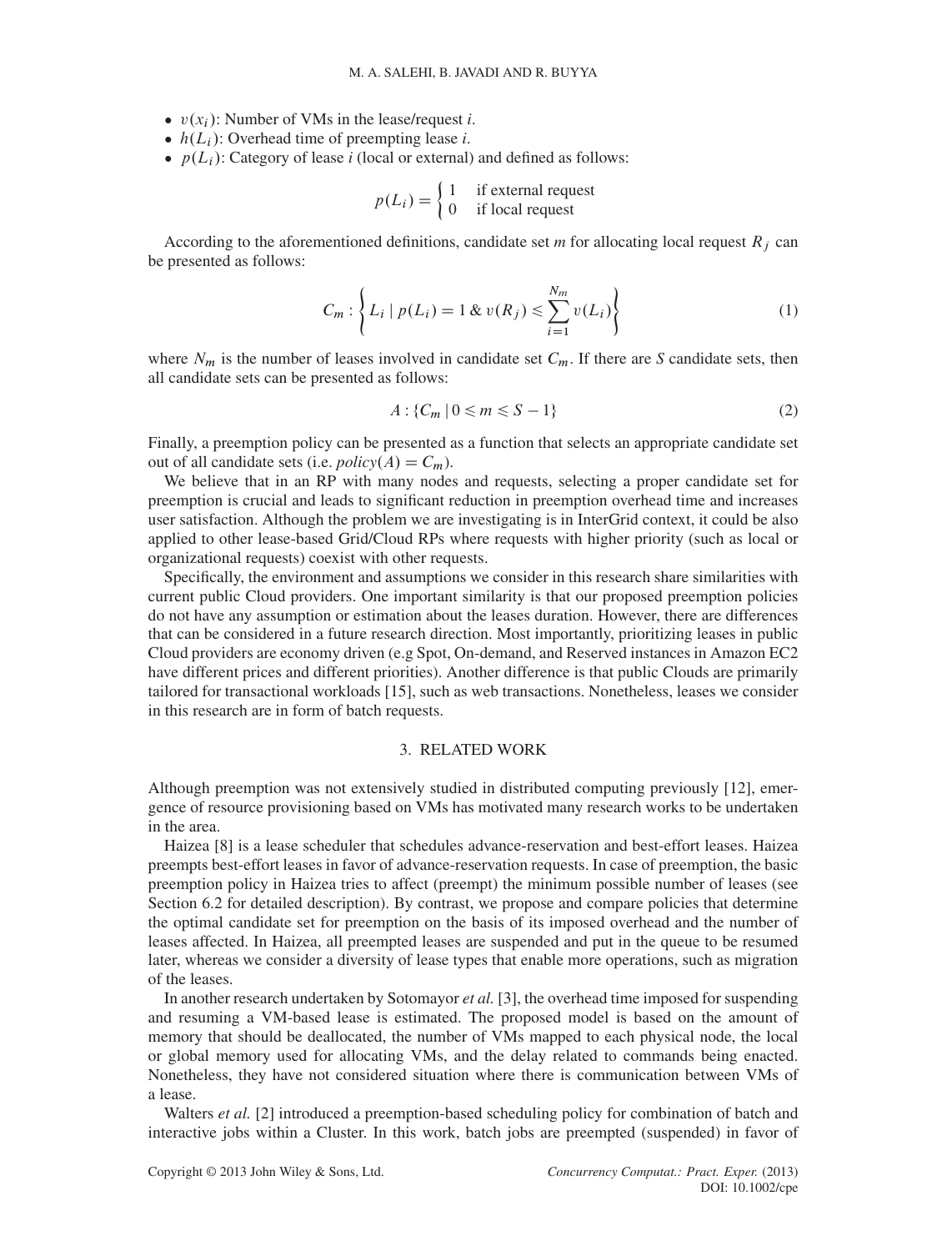- $v(x_i)$: Number of VMs in the lease/request $i$.
- $h(L_i)$: Overhead time of preempting lease $i$.
- $p(L_i)$: Category of lease $i$ (local or external) and defined as follows:

$$p(L_i) = \begin{cases} 1 & \text{if external request} \\ 0 & \text{if local request} \end{cases}$$

According to the aforementioned definitions, candidate set $m$ for allocating local request $R_j$ can be presented as follows:

$$C_m : \left\{ L_i \mid p(L_i) = 1 \;\&\; v(R_j) \leqslant \sum_{i=1}^{N_m} v(L_i) \right\} \tag{1}$$

where $N_m$ is the number of leases involved in candidate set $C_m$. If there are $S$ candidate sets, then all candidate sets can be presented as follows:

$$A : \{C_m \mid 0 \leqslant m \leqslant S - 1\} \tag{2}$$

Finally, a preemption policy can be presented as a function that selects an appropriate candidate set out of all candidate sets (i.e. $policy(A) = C_m$).

We believe that in an RP with many nodes and requests, selecting a proper candidate set for preemption is crucial and leads to significant reduction in preemption overhead time and increases user satisfaction. Although the problem we are investigating is in InterGrid context, it could be also applied to other lease-based Grid/Cloud RPs where requests with higher priority (such as local or organizational requests) coexist with other requests.

Specifically, the environment and assumptions we consider in this research share similarities with current public Cloud providers. One important similarity is that our proposed preemption policies do not have any assumption or estimation about the leases duration. However, there are differences that can be considered in a future research direction. Most importantly, prioritizing leases in public Cloud providers are economy driven (e.g Spot, On-demand, and Reserved instances in Amazon EC2 have different prices and different priorities). Another difference is that public Clouds are primarily tailored for transactional workloads [15], such as web transactions. Nonetheless, leases we consider in this research are in form of batch requests.

## 3. RELATED WORK

Although preemption was not extensively studied in distributed computing previously [12], emergence of resource provisioning based on VMs has motivated many research works to be undertaken in the area.

Haizea [8] is a lease scheduler that schedules advance-reservation and best-effort leases. Haizea preempts best-effort leases in favor of advance-reservation requests. In case of preemption, the basic preemption policy in Haizea tries to affect (preempt) the minimum possible number of leases (see Section 6.2 for detailed description). By contrast, we propose and compare policies that determine the optimal candidate set for preemption on the basis of its imposed overhead and the number of leases affected. In Haizea, all preempted leases are suspended and put in the queue to be resumed later, whereas we consider a diversity of lease types that enable more operations, such as migration of the leases.

In another research undertaken by Sotomayor *et al.* [3], the overhead time imposed for suspending and resuming a VM-based lease is estimated. The proposed model is based on the amount of memory that should be deallocated, the number of VMs mapped to each physical node, the local or global memory used for allocating VMs, and the delay related to commands being enacted. Nonetheless, they have not considered situation where there is communication between VMs of a lease.

Walters *et al.* [2] introduced a preemption-based scheduling policy for combination of batch and interactive jobs within a Cluster. In this work, batch jobs are preempted (suspended) in favor of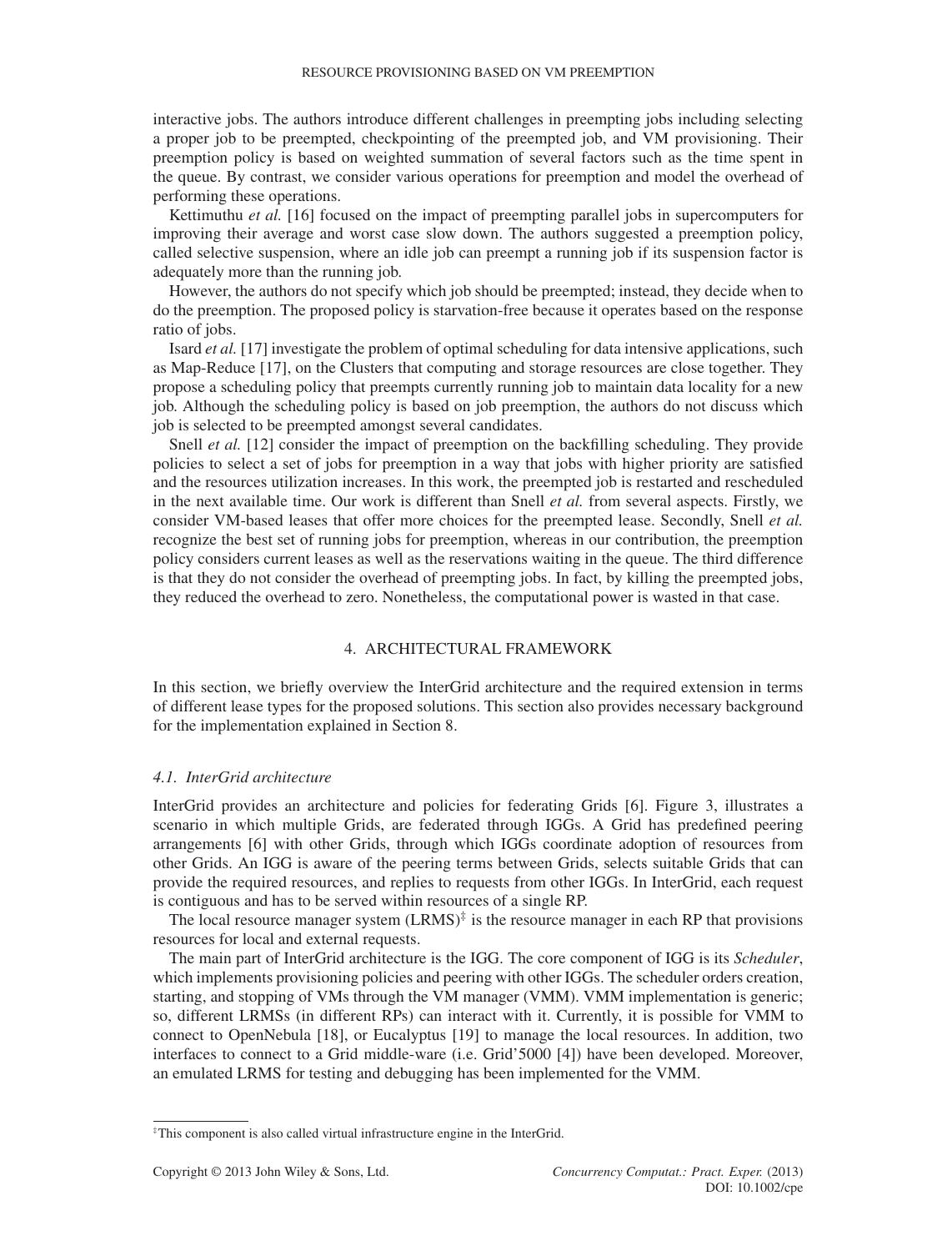interactive jobs. The authors introduce different challenges in preempting jobs including selecting a proper job to be preempted, checkpointing of the preempted job, and VM provisioning. Their preemption policy is based on weighted summation of several factors such as the time spent in the queue. By contrast, we consider various operations for preemption and model the overhead of performing these operations.

Kettimuthu *et al.* [16] focused on the impact of preempting parallel jobs in supercomputers for improving their average and worst case slow down. The authors suggested a preemption policy, called selective suspension, where an idle job can preempt a running job if its suspension factor is adequately more than the running job.

However, the authors do not specify which job should be preempted; instead, they decide when to do the preemption. The proposed policy is starvation-free because it operates based on the response ratio of jobs.

Isard *et al.* [17] investigate the problem of optimal scheduling for data intensive applications, such as Map-Reduce [17], on the Clusters that computing and storage resources are close together. They propose a scheduling policy that preempts currently running job to maintain data locality for a new job. Although the scheduling policy is based on job preemption, the authors do not discuss which job is selected to be preempted amongst several candidates.

Snell *et al.* [12] consider the impact of preemption on the backfilling scheduling. They provide policies to select a set of jobs for preemption in a way that jobs with higher priority are satisfied and the resources utilization increases. In this work, the preempted job is restarted and rescheduled in the next available time. Our work is different than Snell *et al.* from several aspects. Firstly, we consider VM-based leases that offer more choices for the preempted lease. Secondly, Snell *et al.* recognize the best set of running jobs for preemption, whereas in our contribution, the preemption policy considers current leases as well as the reservations waiting in the queue. The third difference is that they do not consider the overhead of preempting jobs. In fact, by killing the preempted jobs, they reduced the overhead to zero. Nonetheless, the computational power is wasted in that case.

## 4. ARCHITECTURAL FRAMEWORK

In this section, we briefly overview the InterGrid architecture and the required extension in terms of different lease types for the proposed solutions. This section also provides necessary background for the implementation explained in Section 8.

### *4.1. InterGrid architecture*

InterGrid provides an architecture and policies for federating Grids [6]. Figure 3, illustrates a scenario in which multiple Grids, are federated through IGGs. A Grid has predefined peering arrangements [6] with other Grids, through which IGGs coordinate adoption of resources from other Grids. An IGG is aware of the peering terms between Grids, selects suitable Grids that can provide the required resources, and replies to requests from other IGGs. In InterGrid, each request is contiguous and has to be served within resources of a single RP.

The local resource manager system (LRMS)[‡] is the resource manager in each RP that provisions resources for local and external requests.

The main part of InterGrid architecture is the IGG. The core component of IGG is its *Scheduler*, which implements provisioning policies and peering with other IGGs. The scheduler orders creation, starting, and stopping of VMs through the VM manager (VMM). VMM implementation is generic; so, different LRMSs (in different RPs) can interact with it. Currently, it is possible for VMM to connect to OpenNebula [18], or Eucalyptus [19] to manage the local resources. In addition, two interfaces to connect to a Grid middle-ware (i.e. Grid'5000 [4]) have been developed. Moreover, an emulated LRMS for testing and debugging has been implemented for the VMM.

[‡]This component is also called virtual infrastructure engine in the InterGrid.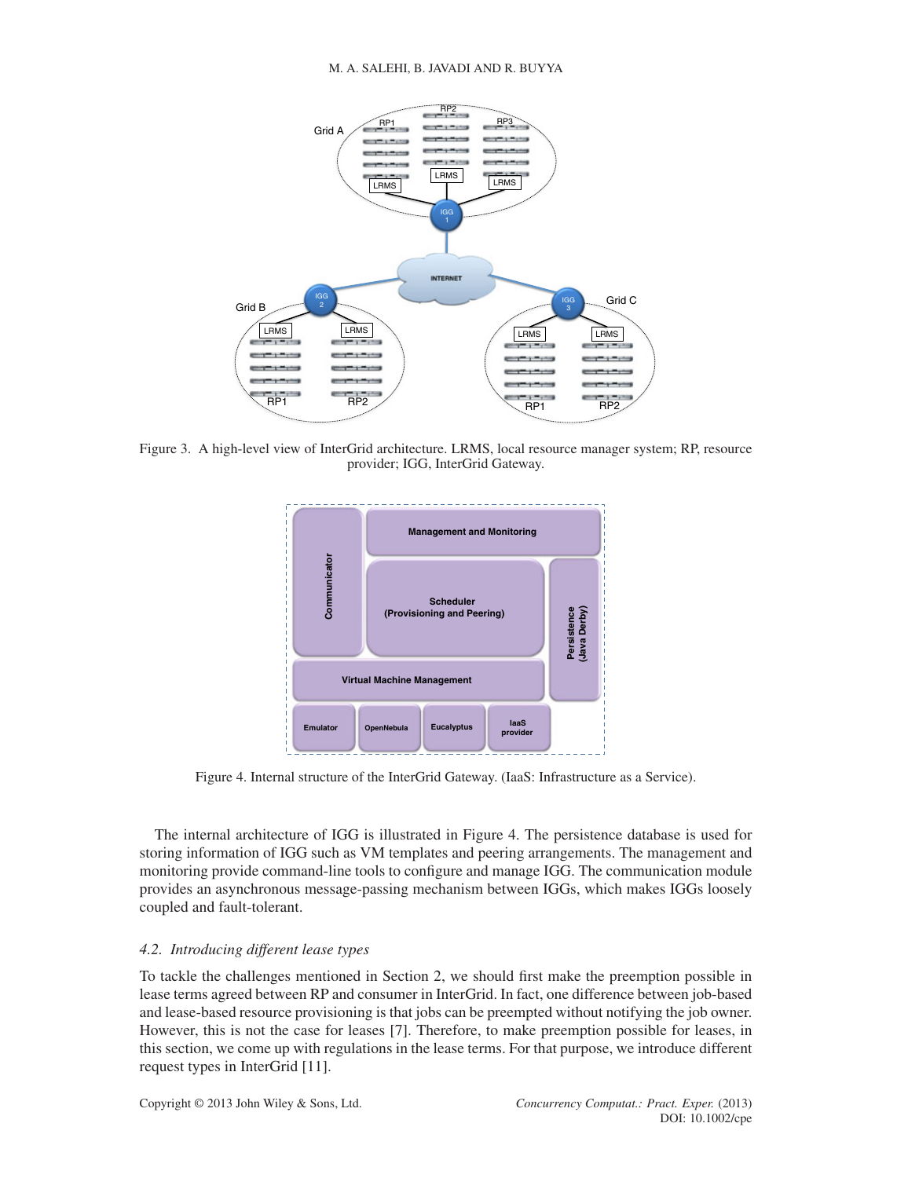Figure 3. A high-level view of InterGrid architecture. LRMS, local resource manager system; RP, resource provider; IGG, InterGrid Gateway.

Figure 4. Internal structure of the InterGrid Gateway. (IaaS: Infrastructure as a Service).

The internal architecture of IGG is illustrated in Figure 4. The persistence database is used for storing information of IGG such as VM templates and peering arrangements. The management and monitoring provide command-line tools to configure and manage IGG. The communication module provides an asynchronous message-passing mechanism between IGGs, which makes IGGs loosely coupled and fault-tolerant.

### 4.2. *Introducing different lease types*

To tackle the challenges mentioned in Section 2, we should first make the preemption possible in lease terms agreed between RP and consumer in InterGrid. In fact, one difference between job-based and lease-based resource provisioning is that jobs can be preempted without notifying the job owner. However, this is not the case for leases [7]. Therefore, to make preemption possible for leases, in this section, we come up with regulations in the lease terms. For that purpose, we introduce different request types in InterGrid [11].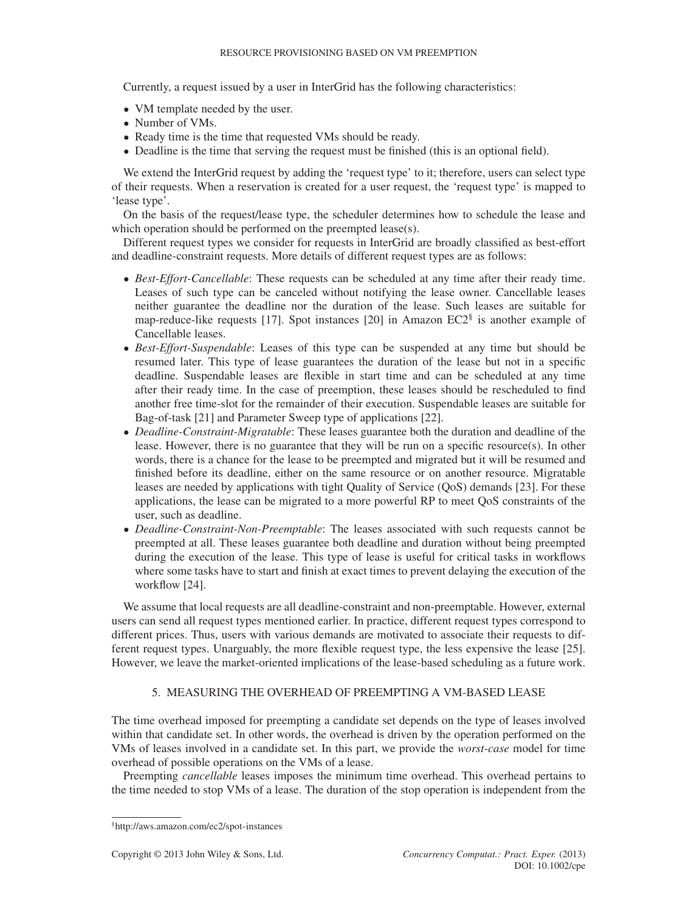Currently, a request issued by a user in InterGrid has the following characteristics:

- VM template needed by the user.
- Number of VMs.
- Ready time is the time that requested VMs should be ready.
- Deadline is the time that serving the request must be finished (this is an optional field).

We extend the InterGrid request by adding the 'request type' to it; therefore, users can select type of their requests. When a reservation is created for a user request, the 'request type' is mapped to 'lease type'.

On the basis of the request/lease type, the scheduler determines how to schedule the lease and which operation should be performed on the preempted lease(s).

Different request types we consider for requests in InterGrid are broadly classified as best-effort and deadline-constraint requests. More details of different request types are as follows:

- *Best-Effort-Cancellable*: These requests can be scheduled at any time after their ready time. Leases of such type can be canceled without notifying the lease owner. Cancellable leases neither guarantee the deadline nor the duration of the lease. Such leases are suitable for map-reduce-like requests [17]. Spot instances [20] in Amazon EC2[§] is another example of Cancellable leases.
- *Best-Effort-Suspendable*: Leases of this type can be suspended at any time but should be resumed later. This type of lease guarantees the duration of the lease but not in a specific deadline. Suspendable leases are flexible in start time and can be scheduled at any time after their ready time. In the case of preemption, these leases should be rescheduled to find another free time-slot for the remainder of their execution. Suspendable leases are suitable for Bag-of-task [21] and Parameter Sweep type of applications [22].
- *Deadline-Constraint-Migratable*: These leases guarantee both the duration and deadline of the lease. However, there is no guarantee that they will be run on a specific resource(s). In other words, there is a chance for the lease to be preempted and migrated but it will be resumed and finished before its deadline, either on the same resource or on another resource. Migratable leases are needed by applications with tight Quality of Service (QoS) demands [23]. For these applications, the lease can be migrated to a more powerful RP to meet QoS constraints of the user, such as deadline.
- *Deadline-Constraint-Non-Preemptable*: The leases associated with such requests cannot be preempted at all. These leases guarantee both deadline and duration without being preempted during the execution of the lease. This type of lease is useful for critical tasks in workflows where some tasks have to start and finish at exact times to prevent delaying the execution of the workflow [24].

We assume that local requests are all deadline-constraint and non-preemptable. However, external users can send all request types mentioned earlier. In practice, different request types correspond to different prices. Thus, users with various demands are motivated to associate their requests to different request types. Unarguably, the more flexible request type, the less expensive the lease [25]. However, we leave the market-oriented implications of the lease-based scheduling as a future work.

## 5. MEASURING THE OVERHEAD OF PREEMPTING A VM-BASED LEASE

The time overhead imposed for preempting a candidate set depends on the type of leases involved within that candidate set. In other words, the overhead is driven by the operation performed on the VMs of leases involved in a candidate set. In this part, we provide the *worst-case* model for time overhead of possible operations on the VMs of a lease.

Preempting *cancellable* leases imposes the minimum time overhead. This overhead pertains to the time needed to stop VMs of a lease. The duration of the stop operation is independent from the

[§]http://aws.amazon.com/ec2/spot-instances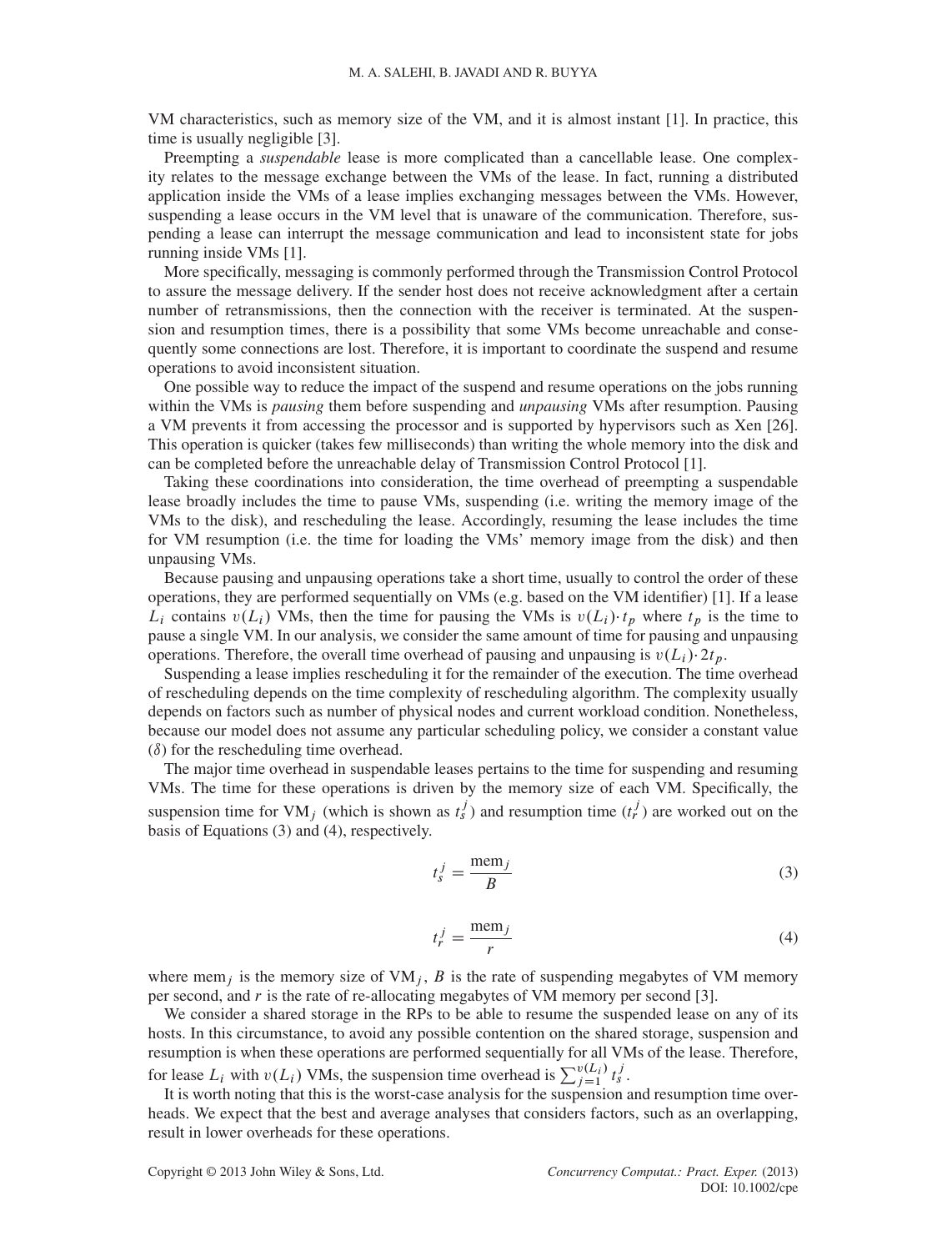VM characteristics, such as memory size of the VM, and it is almost instant [1]. In practice, this time is usually negligible [3].

Preempting a *suspendable* lease is more complicated than a cancellable lease. One complexity relates to the message exchange between the VMs of the lease. In fact, running a distributed application inside the VMs of a lease implies exchanging messages between the VMs. However, suspending a lease occurs in the VM level that is unaware of the communication. Therefore, suspending a lease can interrupt the message communication and lead to inconsistent state for jobs running inside VMs [1].

More specifically, messaging is commonly performed through the Transmission Control Protocol to assure the message delivery. If the sender host does not receive acknowledgment after a certain number of retransmissions, then the connection with the receiver is terminated. At the suspension and resumption times, there is a possibility that some VMs become unreachable and consequently some connections are lost. Therefore, it is important to coordinate the suspend and resume operations to avoid inconsistent situation.

One possible way to reduce the impact of the suspend and resume operations on the jobs running within the VMs is *pausing* them before suspending and *unpausing* VMs after resumption. Pausing a VM prevents it from accessing the processor and is supported by hypervisors such as Xen [26]. This operation is quicker (takes few milliseconds) than writing the whole memory into the disk and can be completed before the unreachable delay of Transmission Control Protocol [1].

Taking these coordinations into consideration, the time overhead of preempting a suspendable lease broadly includes the time to pause VMs, suspending (i.e. writing the memory image of the VMs to the disk), and rescheduling the lease. Accordingly, resuming the lease includes the time for VM resumption (i.e. the time for loading the VMs' memory image from the disk) and then unpausing VMs.

Because pausing and unpausing operations take a short time, usually to control the order of these operations, they are performed sequentially on VMs (e.g. based on the VM identifier) [1]. If a lease $L_i$ contains $v(L_i)$ VMs, then the time for pausing the VMs is $v(L_i) \cdot t_p$ where $t_p$ is the time to pause a single VM. In our analysis, we consider the same amount of time for pausing and unpausing operations. Therefore, the overall time overhead of pausing and unpausing is $v(L_i) \cdot 2t_p$.

Suspending a lease implies rescheduling it for the remainder of the execution. The time overhead of rescheduling depends on the time complexity of rescheduling algorithm. The complexity usually depends on factors such as number of physical nodes and current workload condition. Nonetheless, because our model does not assume any particular scheduling policy, we consider a constant value ($\delta$) for the rescheduling time overhead.

The major time overhead in suspendable leases pertains to the time for suspending and resuming VMs. The time for these operations is driven by the memory size of each VM. Specifically, the suspension time for $\text{VM}_j$ (which is shown as $t_s^j$) and resumption time ($t_r^j$) are worked out on the basis of Equations (3) and (4), respectively.

$$t_s^j = \frac{\text{mem}_j}{B} \tag{3}$$

$$t_r^j = \frac{\text{mem}_j}{r} \tag{4}$$

where $\text{mem}_j$ is the memory size of $\text{VM}_j$, $B$ is the rate of suspending megabytes of VM memory per second, and $r$ is the rate of re-allocating megabytes of VM memory per second [3].

We consider a shared storage in the RPs to be able to resume the suspended lease on any of its hosts. In this circumstance, to avoid any possible contention on the shared storage, suspension and resumption is when these operations are performed sequentially for all VMs of the lease. Therefore, for lease $L_i$ with $v(L_i)$ VMs, the suspension time overhead is $\sum_{j=1}^{v(L_i)} t_s^j$.

It is worth noting that this is the worst-case analysis for the suspension and resumption time overheads. We expect that the best and average analyses that considers factors, such as an overlapping, result in lower overheads for these operations.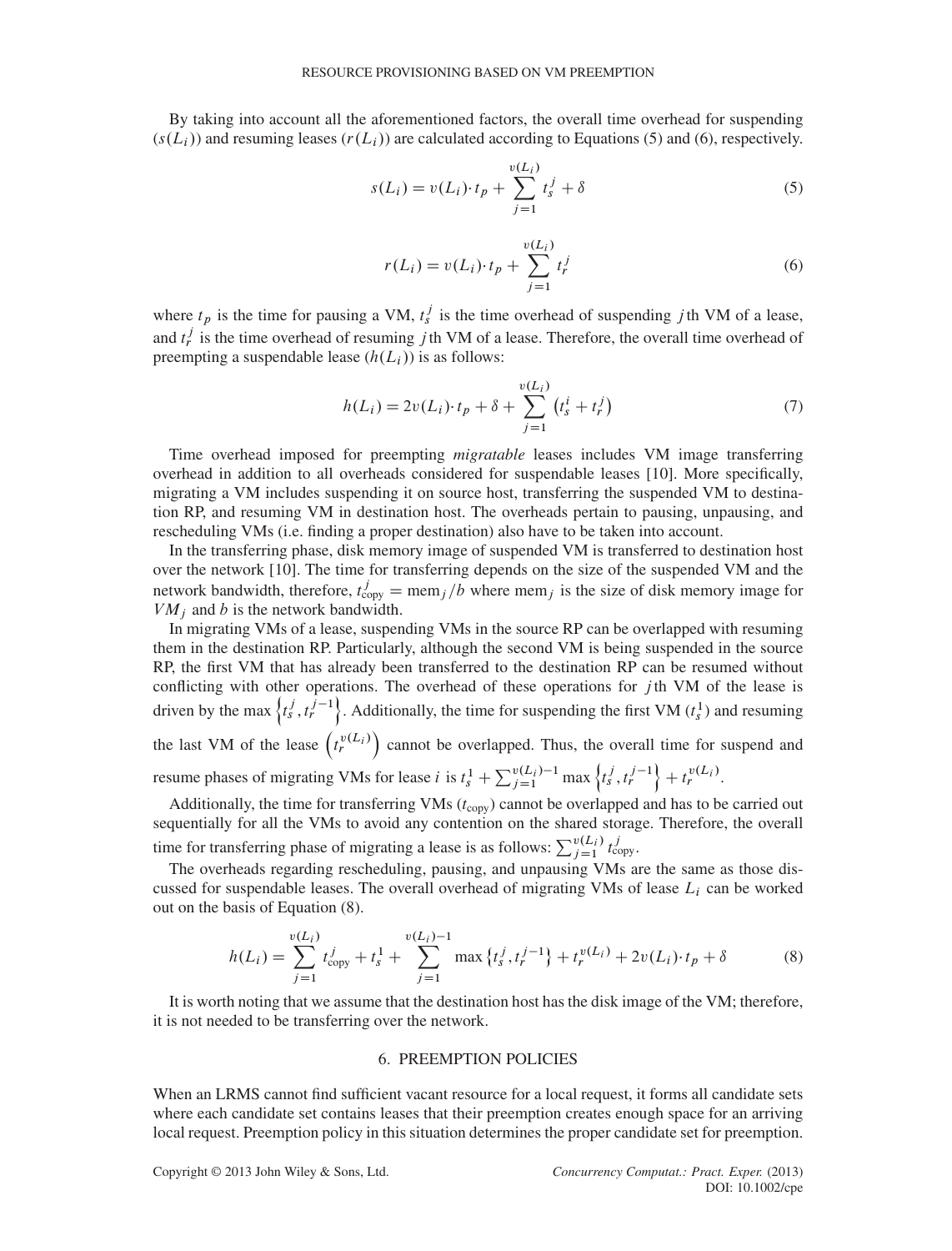By taking into account all the aforementioned factors, the overall time overhead for suspending ($s(L_i)$) and resuming leases ($r(L_i)$) are calculated according to Equations (5) and (6), respectively.

$$s(L_i) = v(L_i) \cdot t_p + \sum_{j=1}^{v(L_i)} t_s^j + \delta \tag{5}$$

$$r(L_i) = v(L_i) \cdot t_p + \sum_{j=1}^{v(L_i)} t_r^j \tag{6}$$

where $t_p$ is the time for pausing a VM, $t_s^j$ is the time overhead of suspending $j$th VM of a lease, and $t_r^j$ is the time overhead of resuming $j$th VM of a lease. Therefore, the overall time overhead of preempting a suspendable lease ($h(L_i)$) is as follows:

$$h(L_i) = 2v(L_i) \cdot t_p + \delta + \sum_{j=1}^{v(L_i)} \left( t_s^i + t_r^j \right) \tag{7}$$

Time overhead imposed for preempting *migratable* leases includes VM image transferring overhead in addition to all overheads considered for suspendable leases [10]. More specifically, migrating a VM includes suspending it on source host, transferring the suspended VM to destination RP, and resuming VM in destination host. The overheads pertain to pausing, unpausing, and rescheduling VMs (i.e. finding a proper destination) also have to be taken into account.

In the transferring phase, disk memory image of suspended VM is transferred to destination host over the network [10]. The time for transferring depends on the size of the suspended VM and the network bandwidth, therefore, $t_{\text{copy}}^j = \text{mem}_j / b$ where $\text{mem}_j$ is the size of disk memory image for $VM_j$ and $b$ is the network bandwidth.

In migrating VMs of a lease, suspending VMs in the source RP can be overlapped with resuming them in the destination RP. Particularly, although the second VM is being suspended in the source RP, the first VM that has already been transferred to the destination RP can be resumed without conflicting with other operations. The overhead of these operations for $j$th VM of the lease is driven by the $\max \left\{ t_s^j, t_r^{j-1} \right\}$. Additionally, the time for suspending the first VM ($t_s^1$) and resuming the last VM of the lease $\left( t_r^{v(L_i)} \right)$ cannot be overlapped. Thus, the overall time for suspend and resume phases of migrating VMs for lease $i$ is $t_s^1 + \sum_{j=1}^{v(L_i)-1} \max \left\{ t_s^j, t_r^{j-1} \right\} + t_r^{v(L_i)}$.

Additionally, the time for transferring VMs ($t_{\text{copy}}$) cannot be overlapped and has to be carried out sequentially for all the VMs to avoid any contention on the shared storage. Therefore, the overall time for transferring phase of migrating a lease is as follows: $\sum_{j=1}^{v(L_i)} t_{\text{copy}}^j$.

The overheads regarding rescheduling, pausing, and unpausing VMs are the same as those discussed for suspendable leases. The overall overhead of migrating VMs of lease $L_i$ can be worked out on the basis of Equation (8).

$$h(L_i) = \sum_{j=1}^{v(L_i)} t_{\text{copy}}^j + t_s^1 + \sum_{j=1}^{v(L_i)-1} \max \left\{ t_s^j, t_r^{j-1} \right\} + t_r^{v(L_i)} + 2v(L_i) \cdot t_p + \delta \tag{8}$$

It is worth noting that we assume that the destination host has the disk image of the VM; therefore, it is not needed to be transferring over the network.

## 6. PREEMPTION POLICIES

When an LRMS cannot find sufficient vacant resource for a local request, it forms all candidate sets where each candidate set contains leases that their preemption creates enough space for an arriving local request. Preemption policy in this situation determines the proper candidate set for preemption.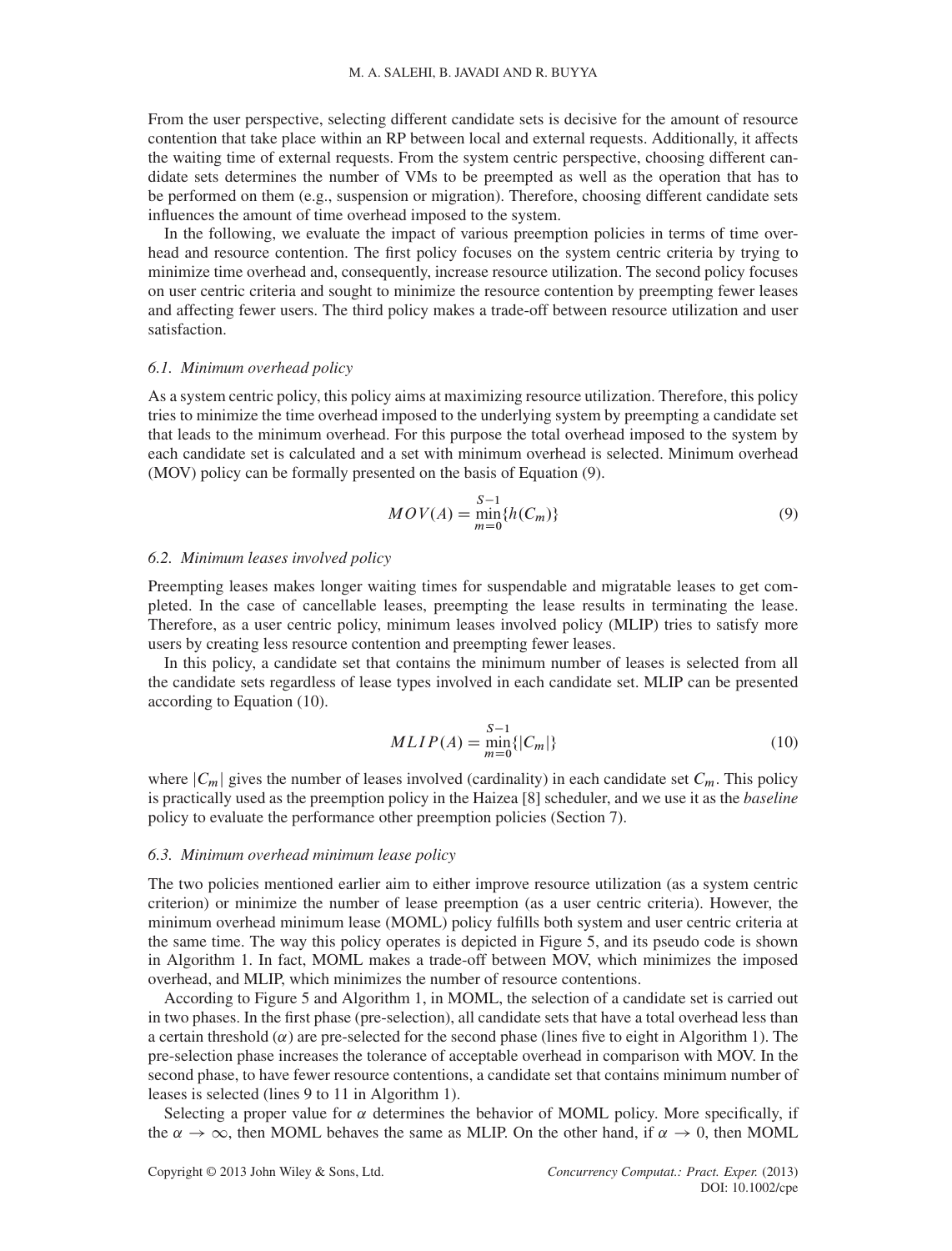From the user perspective, selecting different candidate sets is decisive for the amount of resource contention that take place within an RP between local and external requests. Additionally, it affects the waiting time of external requests. From the system centric perspective, choosing different candidate sets determines the number of VMs to be preempted as well as the operation that has to be performed on them (e.g., suspension or migration). Therefore, choosing different candidate sets influences the amount of time overhead imposed to the system.

In the following, we evaluate the impact of various preemption policies in terms of time overhead and resource contention. The first policy focuses on the system centric criteria by trying to minimize time overhead and, consequently, increase resource utilization. The second policy focuses on user centric criteria and sought to minimize the resource contention by preempting fewer leases and affecting fewer users. The third policy makes a trade-off between resource utilization and user satisfaction.

### 6.1. Minimum overhead policy

As a system centric policy, this policy aims at maximizing resource utilization. Therefore, this policy tries to minimize the time overhead imposed to the underlying system by preempting a candidate set that leads to the minimum overhead. For this purpose the total overhead imposed to the system by each candidate set is calculated and a set with minimum overhead is selected. Minimum overhead (MOV) policy can be formally presented on the basis of Equation (9).

$$MOV(A) = \min_{m=0}^{S-1}\{h(C_m)\} \tag{9}$$

### 6.2. Minimum leases involved policy

Preempting leases makes longer waiting times for suspendable and migratable leases to get completed. In the case of cancellable leases, preempting the lease results in terminating the lease. Therefore, as a user centric policy, minimum leases involved policy (MLIP) tries to satisfy more users by creating less resource contention and preempting fewer leases.

In this policy, a candidate set that contains the minimum number of leases is selected from all the candidate sets regardless of lease types involved in each candidate set. MLIP can be presented according to Equation (10).

$$MLIP(A) = \min_{m=0}^{S-1}\{|C_m|\} \tag{10}$$

where $|C_m|$ gives the number of leases involved (cardinality) in each candidate set $C_m$. This policy is practically used as the preemption policy in the Haizea [8] scheduler, and we use it as the *baseline* policy to evaluate the performance other preemption policies (Section 7).

### 6.3. Minimum overhead minimum lease policy

The two policies mentioned earlier aim to either improve resource utilization (as a system centric criterion) or minimize the number of lease preemption (as a user centric criteria). However, the minimum overhead minimum lease (MOML) policy fulfills both system and user centric criteria at the same time. The way this policy operates is depicted in Figure 5, and its pseudo code is shown in Algorithm 1. In fact, MOML makes a trade-off between MOV, which minimizes the imposed overhead, and MLIP, which minimizes the number of resource contentions.

According to Figure 5 and Algorithm 1, in MOML, the selection of a candidate set is carried out in two phases. In the first phase (pre-selection), all candidate sets that have a total overhead less than a certain threshold ($\alpha$) are pre-selected for the second phase (lines five to eight in Algorithm 1). The pre-selection phase increases the tolerance of acceptable overhead in comparison with MOV. In the second phase, to have fewer resource contentions, a candidate set that contains minimum number of leases is selected (lines 9 to 11 in Algorithm 1).

Selecting a proper value for $\alpha$ determines the behavior of MOML policy. More specifically, if the $\alpha \to \infty$, then MOML behaves the same as MLIP. On the other hand, if $\alpha \to 0$, then MOML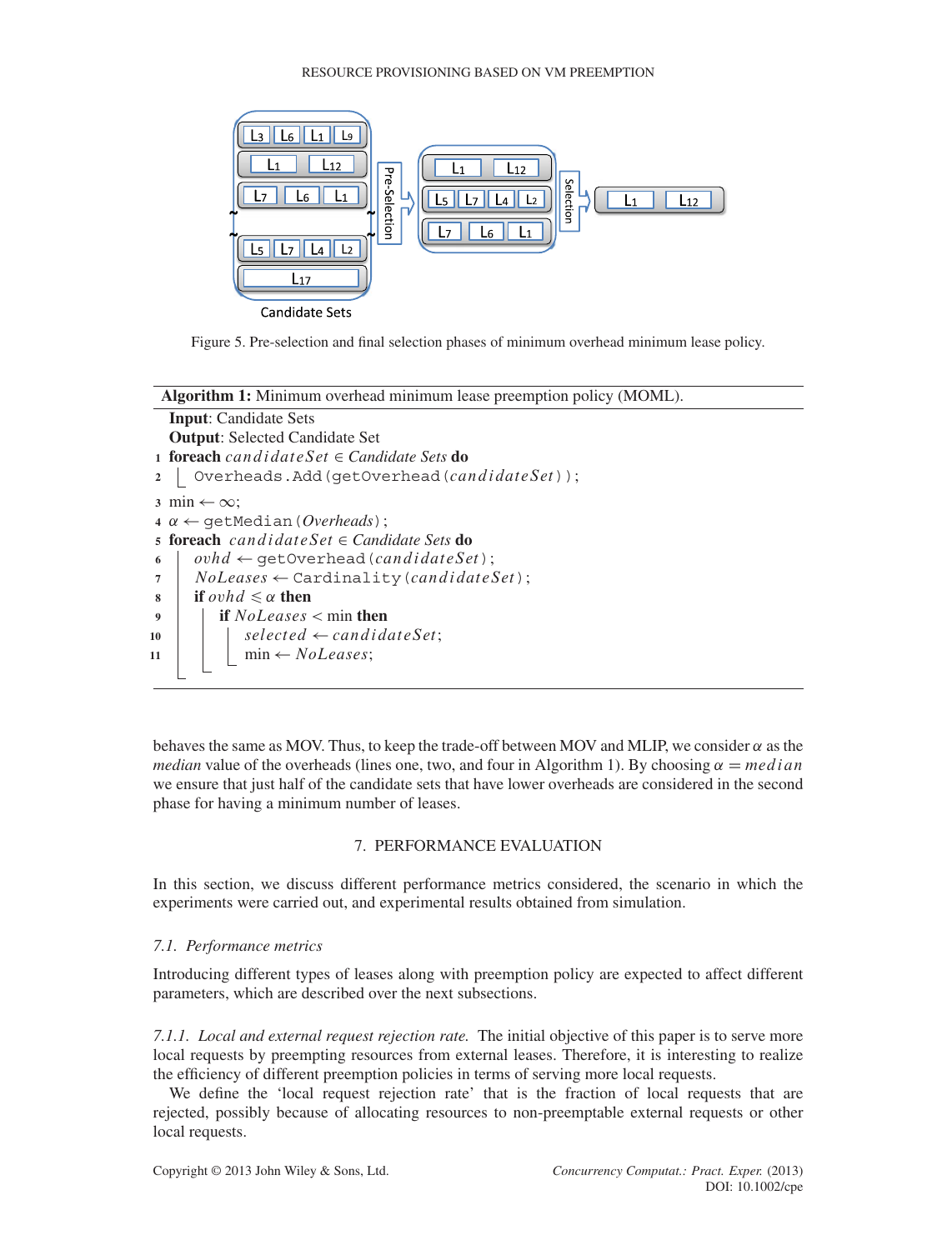Figure 5. Pre-selection and final selection phases of minimum overhead minimum lease policy.

**Algorithm 1:** Minimum overhead minimum lease preemption policy (MOML).

```
   Input: Candidate Sets
   Output: Selected Candidate Set
1  foreach candidateSet ∈ Candidate Sets do
2  |  Overheads.Add(getOverhead(candidateSet));
3  min ← ∞;
4  α ← getMedian(Overheads);
5  foreach candidateSet ∈ Candidate Sets do
6  |  ovhd ← getOverhead(candidateSet);
7  |  NoLeases ← Cardinality(candidateSet);
8  |  if ovhd ≤ α then
9  |  |  if NoLeases < min then
10 |  |  |  selected ← candidateSet;
11 |  |  |  min ← NoLeases;
```

behaves the same as MOV. Thus, to keep the trade-off between MOV and MLIP, we consider $\alpha$ as the *median* value of the overheads (lines one, two, and four in Algorithm 1). By choosing $\alpha = median$ we ensure that just half of the candidate sets that have lower overheads are considered in the second phase for having a minimum number of leases.

## 7. PERFORMANCE EVALUATION

In this section, we discuss different performance metrics considered, the scenario in which the experiments were carried out, and experimental results obtained from simulation.

### 7.1. Performance metrics

Introducing different types of leases along with preemption policy are expected to affect different parameters, which are described over the next subsections.

*7.1.1. Local and external request rejection rate.* The initial objective of this paper is to serve more local requests by preempting resources from external leases. Therefore, it is interesting to realize the efficiency of different preemption policies in terms of serving more local requests.

We define the 'local request rejection rate' that is the fraction of local requests that are rejected, possibly because of allocating resources to non-preemptable external requests or other local requests.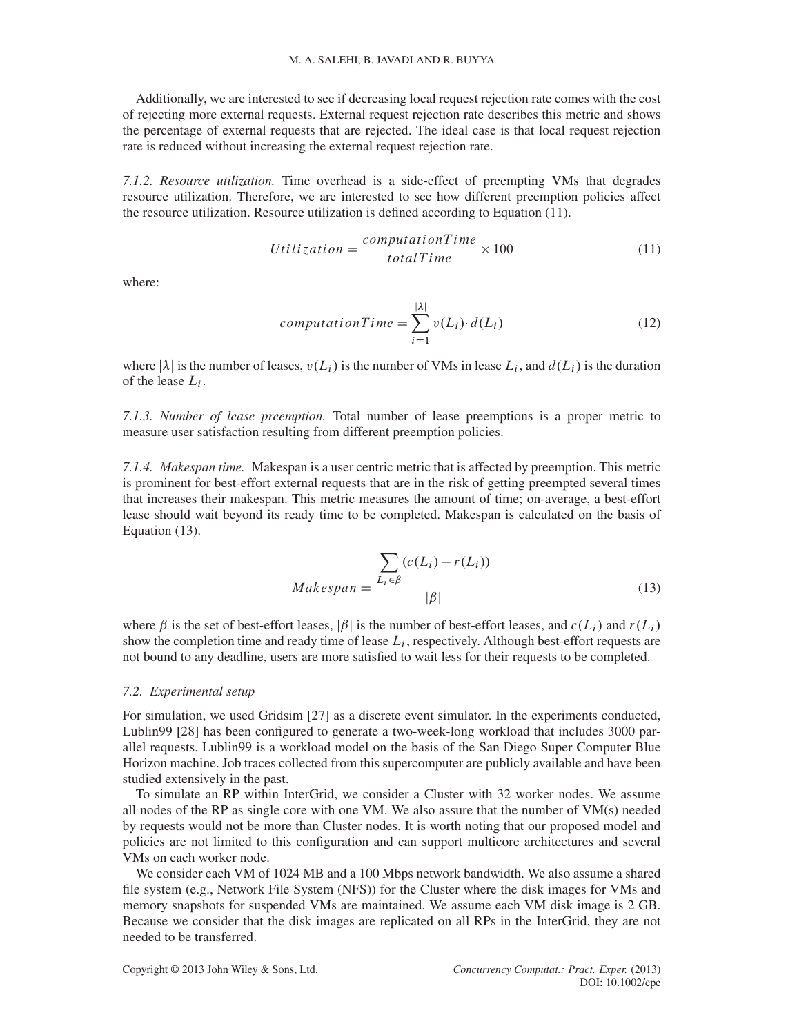Additionally, we are interested to see if decreasing local request rejection rate comes with the cost of rejecting more external requests. External request rejection rate describes this metric and shows the percentage of external requests that are rejected. The ideal case is that local request rejection rate is reduced without increasing the external request rejection rate.

*7.1.2. Resource utilization.* Time overhead is a side-effect of preempting VMs that degrades resource utilization. Therefore, we are interested to see how different preemption policies affect the resource utilization. Resource utilization is defined according to Equation (11).

$$Utilization = \frac{computationTime}{totalTime} \times 100 \tag{11}$$

where:

$$computationTime = \sum_{i=1}^{|\lambda|} v(L_i) \cdot d(L_i) \tag{12}$$

where $|\lambda|$ is the number of leases, $v(L_i)$ is the number of VMs in lease $L_i$, and $d(L_i)$ is the duration of the lease $L_i$.

*7.1.3. Number of lease preemption.* Total number of lease preemptions is a proper metric to measure user satisfaction resulting from different preemption policies.

*7.1.4. Makespan time.* Makespan is a user centric metric that is affected by preemption. This metric is prominent for best-effort external requests that are in the risk of getting preempted several times that increases their makespan. This metric measures the amount of time; on-average, a best-effort lease should wait beyond its ready time to be completed. Makespan is calculated on the basis of Equation (13).

$$Makespan = \frac{\sum_{L_i \in \beta} (c(L_i) - r(L_i))}{|\beta|} \tag{13}$$

where $\beta$ is the set of best-effort leases, $|\beta|$ is the number of best-effort leases, and $c(L_i)$ and $r(L_i)$ show the completion time and ready time of lease $L_i$, respectively. Although best-effort requests are not bound to any deadline, users are more satisfied to wait less for their requests to be completed.

### 7.2. Experimental setup

For simulation, we used Gridsim [27] as a discrete event simulator. In the experiments conducted, Lublin99 [28] has been configured to generate a two-week-long workload that includes 3000 parallel requests. Lublin99 is a workload model on the basis of the San Diego Super Computer Blue Horizon machine. Job traces collected from this supercomputer are publicly available and have been studied extensively in the past.

To simulate an RP within InterGrid, we consider a Cluster with 32 worker nodes. We assume all nodes of the RP as single core with one VM. We also assure that the number of VM(s) needed by requests would not be more than Cluster nodes. It is worth noting that our proposed model and policies are not limited to this configuration and can support multicore architectures and several VMs on each worker node.

We consider each VM of 1024 MB and a 100 Mbps network bandwidth. We also assume a shared file system (e.g., Network File System (NFS)) for the Cluster where the disk images for VMs and memory snapshots for suspended VMs are maintained. We assume each VM disk image is 2 GB. Because we consider that the disk images are replicated on all RPs in the InterGrid, they are not needed to be transferred.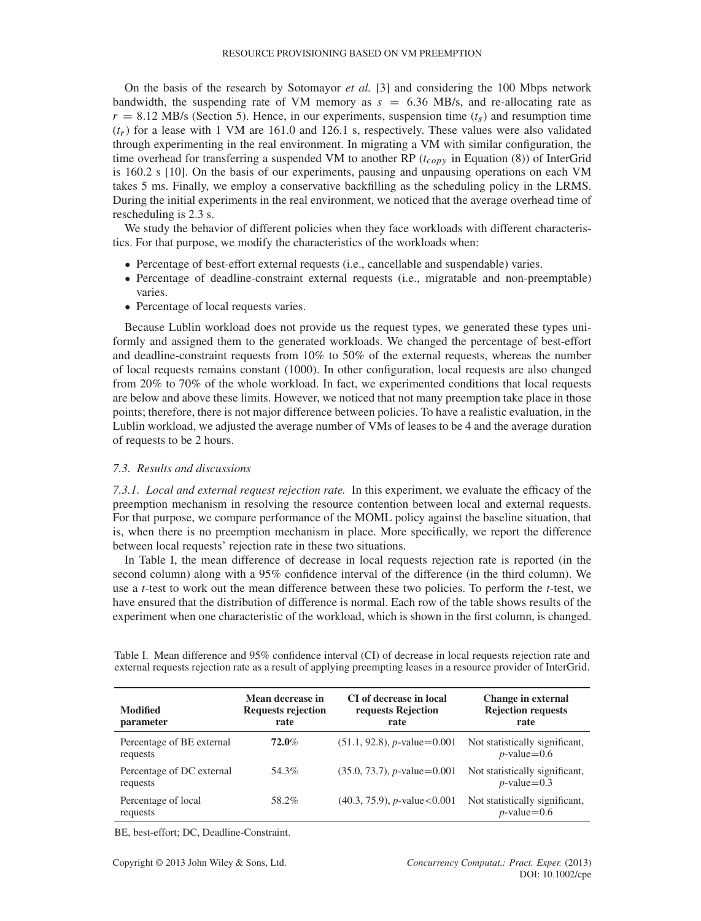On the basis of the research by Sotomayor *et al.* [3] and considering the 100 Mbps network bandwidth, the suspending rate of VM memory as $s = 6.36$ MB/s, and re-allocating rate as $r = 8.12$ MB/s (Section 5). Hence, in our experiments, suspension time ($t_s$) and resumption time ($t_r$) for a lease with 1 VM are 161.0 and 126.1 s, respectively. These values were also validated through experimenting in the real environment. In migrating a VM with similar configuration, the time overhead for transferring a suspended VM to another RP ($t_{copy}$ in Equation (8)) of InterGrid is 160.2 s [10]. On the basis of our experiments, pausing and unpausing operations on each VM takes 5 ms. Finally, we employ a conservative backfilling as the scheduling policy in the LRMS. During the initial experiments in the real environment, we noticed that the average overhead time of rescheduling is 2.3 s.

We study the behavior of different policies when they face workloads with different characteristics. For that purpose, we modify the characteristics of the workloads when:

- Percentage of best-effort external requests (i.e., cancellable and suspendable) varies.
- Percentage of deadline-constraint external requests (i.e., migratable and non-preemptable) varies.
- Percentage of local requests varies.

Because Lublin workload does not provide us the request types, we generated these types uniformly and assigned them to the generated workloads. We changed the percentage of best-effort and deadline-constraint requests from 10% to 50% of the external requests, whereas the number of local requests remains constant (1000). In other configuration, local requests are also changed from 20% to 70% of the whole workload. In fact, we experimented conditions that local requests are below and above these limits. However, we noticed that not many preemption take place in those points; therefore, there is not major difference between policies. To have a realistic evaluation, in the Lublin workload, we adjusted the average number of VMs of leases to be 4 and the average duration of requests to be 2 hours.

### 7.3. Results and discussions

*7.3.1. Local and external request rejection rate.* In this experiment, we evaluate the efficacy of the preemption mechanism in resolving the resource contention between local and external requests. For that purpose, we compare performance of the MOML policy against the baseline situation, that is, when there is no preemption mechanism in place. More specifically, we report the difference between local requests' rejection rate in these two situations.

In Table I, the mean difference of decrease in local requests rejection rate is reported (in the second column) along with a 95% confidence interval of the difference (in the third column). We use a *t*-test to work out the mean difference between these two policies. To perform the *t*-test, we have ensured that the distribution of difference is normal. Each row of the table shows results of the experiment when one characteristic of the workload, which is shown in the first column, is changed.

Table I. Mean difference and 95% confidence interval (CI) of decrease in local requests rejection rate and external requests rejection rate as a result of applying preempting leases in a resource provider of InterGrid.

| Modified parameter | Mean decrease in Requests rejection rate | CI of decrease in local requests Rejection rate | Change in external Rejection requests rate |
|---|---|---|---|
| Percentage of BE external requests | **72.0**% | (51.1, 92.8), $p$-value=0.001 | Not statistically significant, $p$-value=0.6 |
| Percentage of DC external requests | 54.3% | (35.0, 73.7), $p$-value=0.001 | Not statistically significant, $p$-value=0.3 |
| Percentage of local requests | 58.2% | (40.3, 75.9), $p$-value<0.001 | Not statistically significant, $p$-value=0.6 |

BE, best-effort; DC, Deadline-Constraint.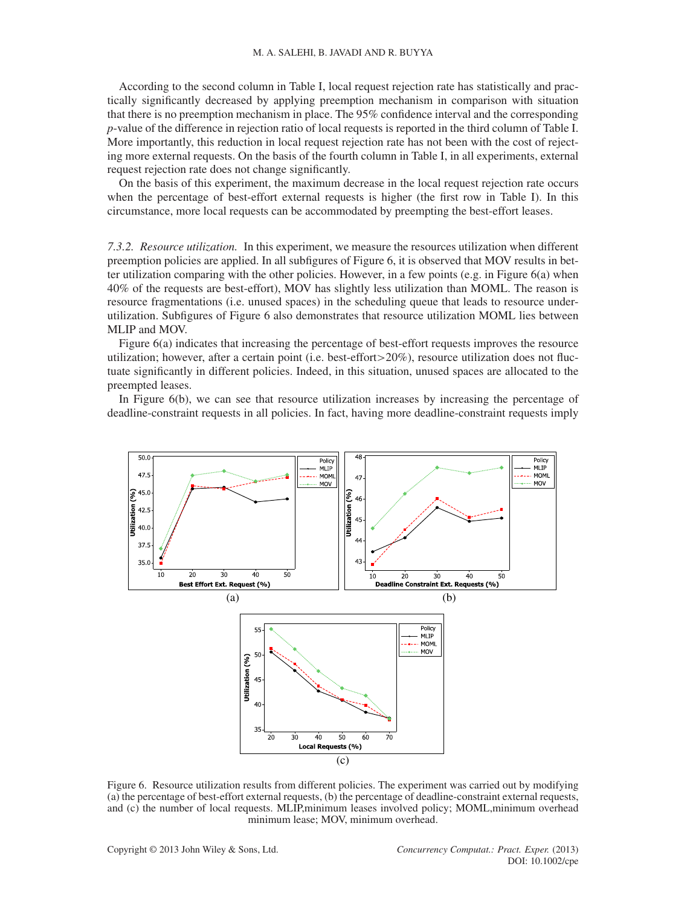According to the second column in Table I, local request rejection rate has statistically and practically significantly decreased by applying preemption mechanism in comparison with situation that there is no preemption mechanism in place. The 95% confidence interval and the corresponding *p*-value of the difference in rejection ratio of local requests is reported in the third column of Table I. More importantly, this reduction in local request rejection rate has not been with the cost of rejecting more external requests. On the basis of the fourth column in Table I, in all experiments, external request rejection rate does not change significantly.

On the basis of this experiment, the maximum decrease in the local request rejection rate occurs when the percentage of best-effort external requests is higher (the first row in Table I). In this circumstance, more local requests can be accommodated by preempting the best-effort leases.

*7.3.2. Resource utilization.* In this experiment, we measure the resources utilization when different preemption policies are applied. In all subfigures of Figure 6, it is observed that MOV results in better utilization comparing with the other policies. However, in a few points (e.g. in Figure 6(a) when 40% of the requests are best-effort), MOV has slightly less utilization than MOML. The reason is resource fragmentations (i.e. unused spaces) in the scheduling queue that leads to resource under-utilization. Subfigures of Figure 6 also demonstrates that resource utilization MOML lies between MLIP and MOV.

Figure 6(a) indicates that increasing the percentage of best-effort requests improves the resource utilization; however, after a certain point (i.e. best-effort>20%), resource utilization does not fluctuate significantly in different policies. Indeed, in this situation, unused spaces are allocated to the preempted leases.

In Figure 6(b), we can see that resource utilization increases by increasing the percentage of deadline-constraint requests in all policies. In fact, having more deadline-constraint requests imply

Figure 6. Resource utilization results from different policies. The experiment was carried out by modifying (a) the percentage of best-effort external requests, (b) the percentage of deadline-constraint external requests, and (c) the number of local requests. MLIP, minimum leases involved policy; MOML, minimum overhead minimum lease; MOV, minimum overhead.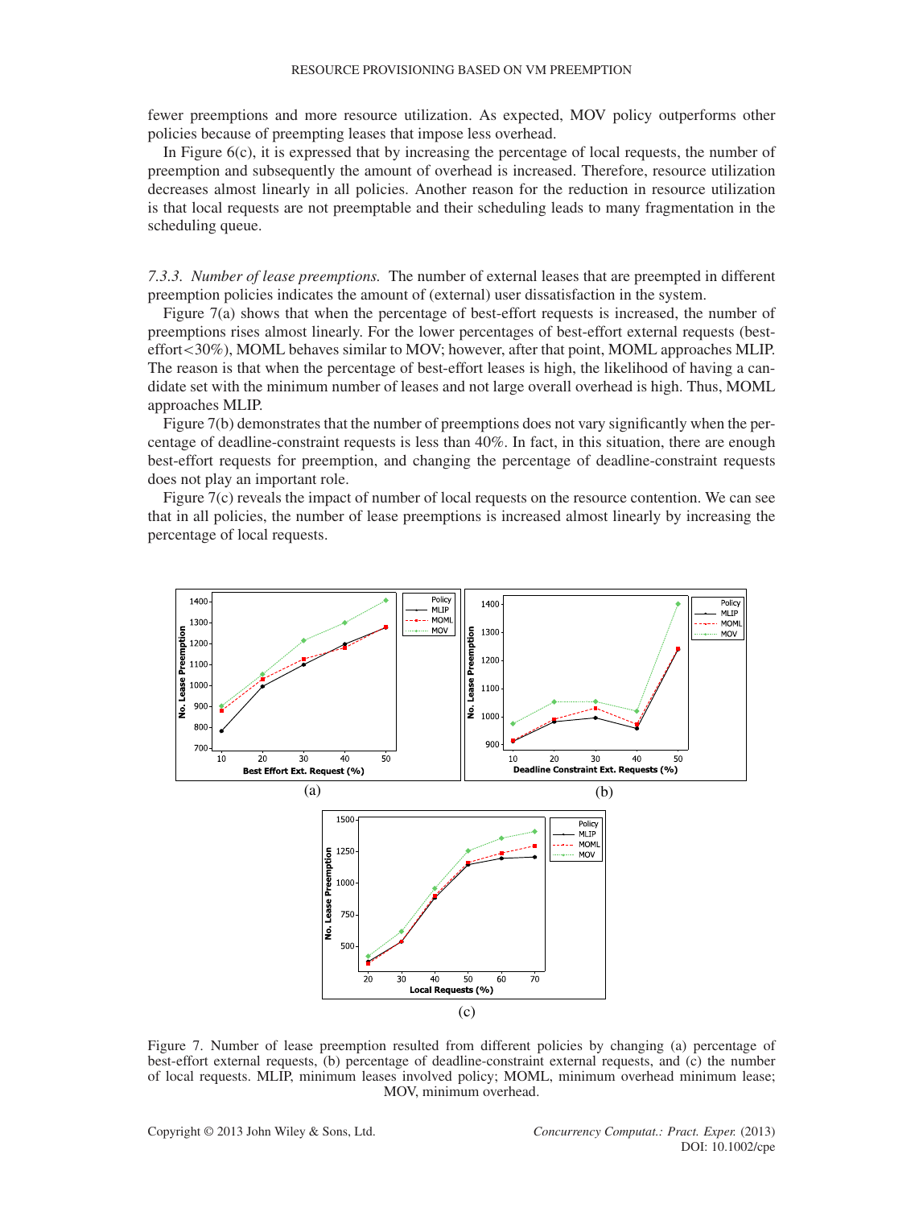fewer preemptions and more resource utilization. As expected, MOV policy outperforms other policies because of preempting leases that impose less overhead.

In Figure 6(c), it is expressed that by increasing the percentage of local requests, the number of preemption and subsequently the amount of overhead is increased. Therefore, resource utilization decreases almost linearly in all policies. Another reason for the reduction in resource utilization is that local requests are not preemptable and their scheduling leads to many fragmentation in the scheduling queue.

*7.3.3. Number of lease preemptions.* The number of external leases that are preempted in different preemption policies indicates the amount of (external) user dissatisfaction in the system.

Figure 7(a) shows that when the percentage of best-effort requests is increased, the number of preemptions rises almost linearly. For the lower percentages of best-effort external requests (best-effort<30%), MOML behaves similar to MOV; however, after that point, MOML approaches MLIP. The reason is that when the percentage of best-effort leases is high, the likelihood of having a candidate set with the minimum number of leases and not large overall overhead is high. Thus, MOML approaches MLIP.

Figure 7(b) demonstrates that the number of preemptions does not vary significantly when the percentage of deadline-constraint requests is less than 40%. In fact, in this situation, there are enough best-effort requests for preemption, and changing the percentage of deadline-constraint requests does not play an important role.

Figure 7(c) reveals the impact of number of local requests on the resource contention. We can see that in all policies, the number of lease preemptions is increased almost linearly by increasing the percentage of local requests.

Figure 7. Number of lease preemption resulted from different policies by changing (a) percentage of best-effort external requests, (b) percentage of deadline-constraint external requests, and (c) the number of local requests. MLIP, minimum leases involved policy; MOML, minimum overhead minimum lease; MOV, minimum overhead.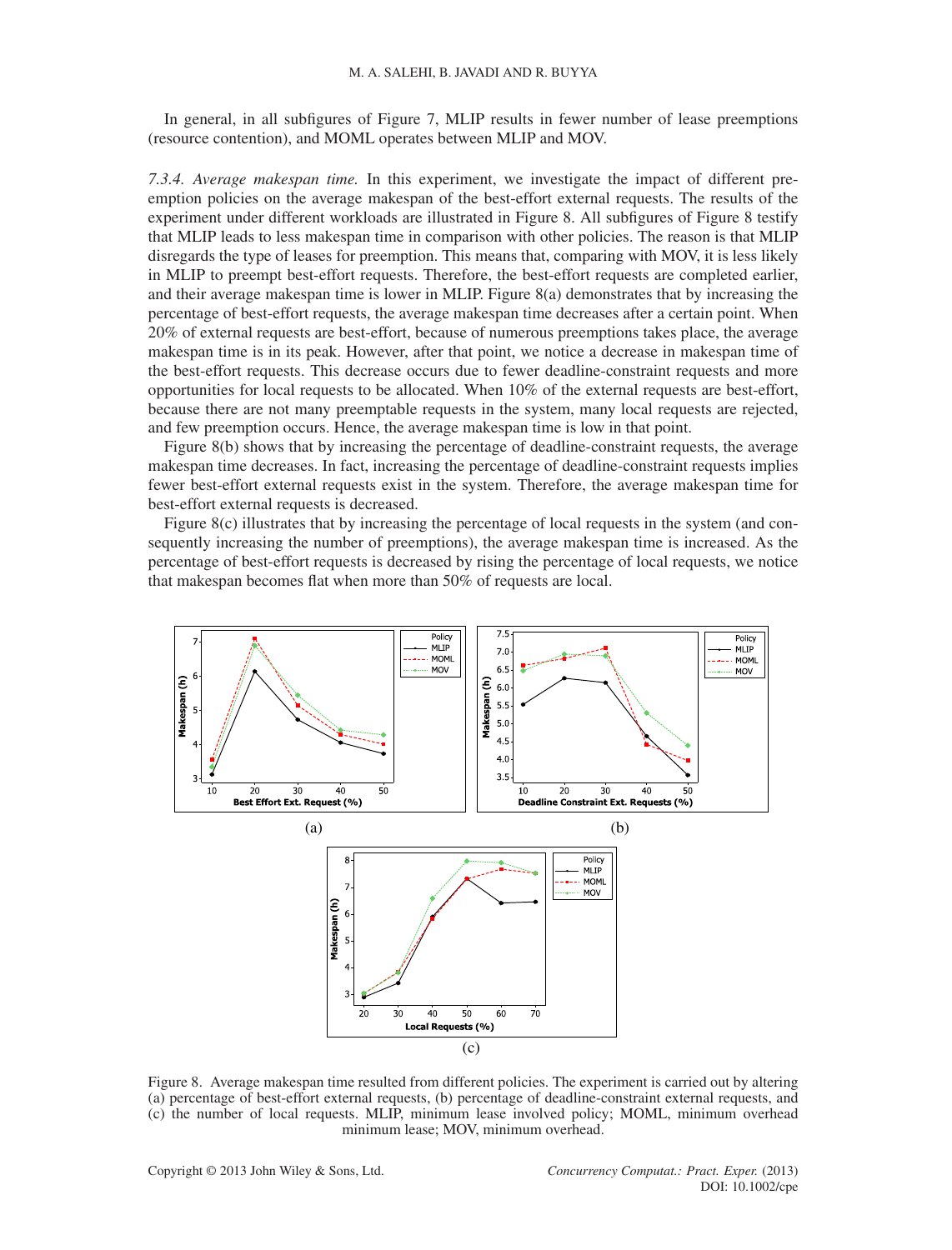In general, in all subfigures of Figure 7, MLIP results in fewer number of lease preemptions (resource contention), and MOML operates between MLIP and MOV.

*7.3.4. Average makespan time.* In this experiment, we investigate the impact of different preemption policies on the average makespan of the best-effort external requests. The results of the experiment under different workloads are illustrated in Figure 8. All subfigures of Figure 8 testify that MLIP leads to less makespan time in comparison with other policies. The reason is that MLIP disregards the type of leases for preemption. This means that, comparing with MOV, it is less likely in MLIP to preempt best-effort requests. Therefore, the best-effort requests are completed earlier, and their average makespan time is lower in MLIP. Figure 8(a) demonstrates that by increasing the percentage of best-effort requests, the average makespan time decreases after a certain point. When 20% of external requests are best-effort, because of numerous preemptions takes place, the average makespan time is in its peak. However, after that point, we notice a decrease in makespan time of the best-effort requests. This decrease occurs due to fewer deadline-constraint requests and more opportunities for local requests to be allocated. When 10% of the external requests are best-effort, because there are not many preemptable requests in the system, many local requests are rejected, and few preemption occurs. Hence, the average makespan time is low in that point.

Figure 8(b) shows that by increasing the percentage of deadline-constraint requests, the average makespan time decreases. In fact, increasing the percentage of deadline-constraint requests implies fewer best-effort external requests exist in the system. Therefore, the average makespan time for best-effort external requests is decreased.

Figure 8(c) illustrates that by increasing the percentage of local requests in the system (and consequently increasing the number of preemptions), the average makespan time is increased. As the percentage of best-effort requests is decreased by rising the percentage of local requests, we notice that makespan becomes flat when more than 50% of requests are local.

Figure 8. Average makespan time resulted from different policies. The experiment is carried out by altering (a) percentage of best-effort external requests, (b) percentage of deadline-constraint external requests, and (c) the number of local requests. MLIP, minimum lease involved policy; MOML, minimum overhead minimum lease; MOV, minimum overhead.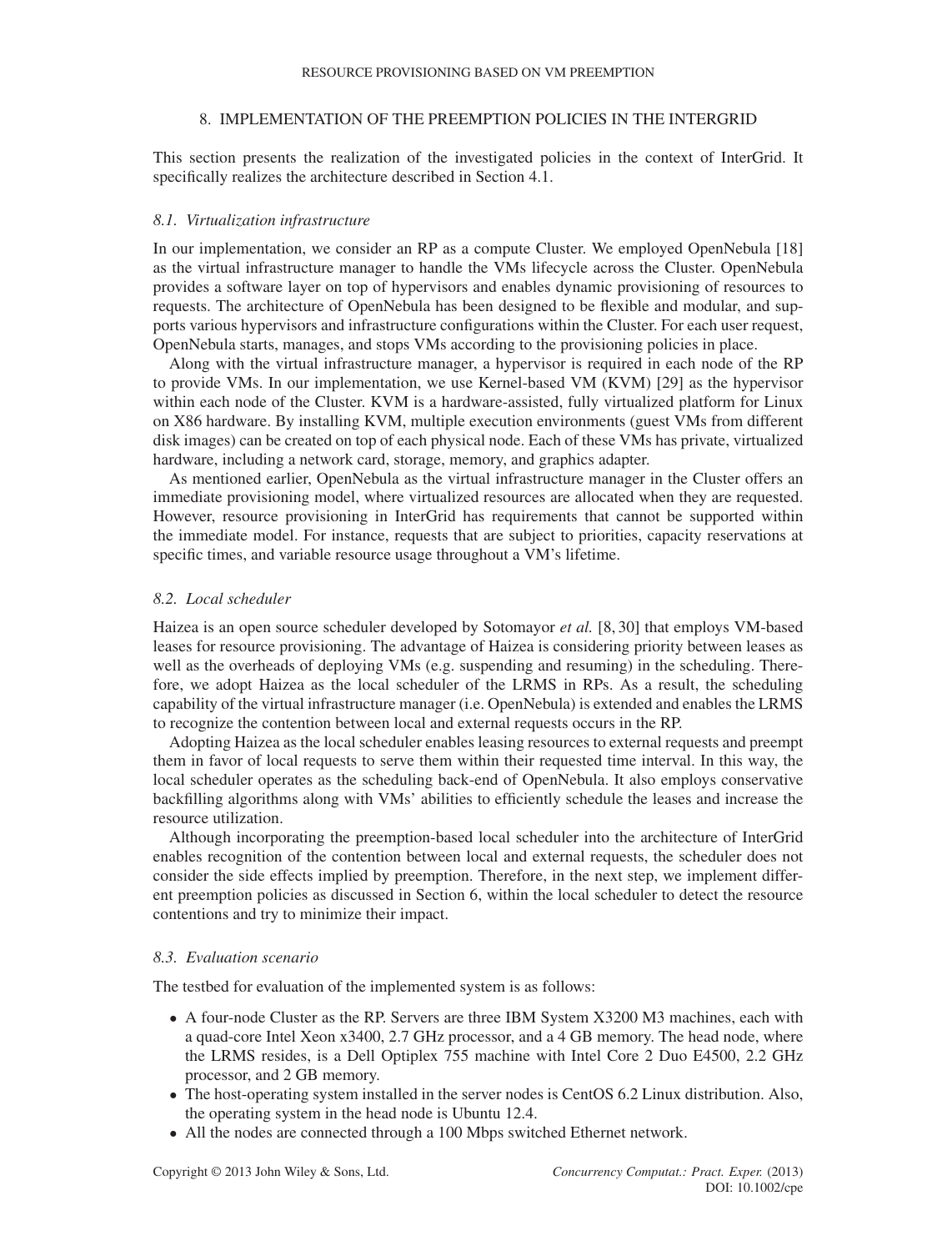## 8. IMPLEMENTATION OF THE PREEMPTION POLICIES IN THE INTERGRID

This section presents the realization of the investigated policies in the context of InterGrid. It specifically realizes the architecture described in Section 4.1.

### 8.1. Virtualization infrastructure

In our implementation, we consider an RP as a compute Cluster. We employed OpenNebula [18] as the virtual infrastructure manager to handle the VMs lifecycle across the Cluster. OpenNebula provides a software layer on top of hypervisors and enables dynamic provisioning of resources to requests. The architecture of OpenNebula has been designed to be flexible and modular, and supports various hypervisors and infrastructure configurations within the Cluster. For each user request, OpenNebula starts, manages, and stops VMs according to the provisioning policies in place.

Along with the virtual infrastructure manager, a hypervisor is required in each node of the RP to provide VMs. In our implementation, we use Kernel-based VM (KVM) [29] as the hypervisor within each node of the Cluster. KVM is a hardware-assisted, fully virtualized platform for Linux on X86 hardware. By installing KVM, multiple execution environments (guest VMs from different disk images) can be created on top of each physical node. Each of these VMs has private, virtualized hardware, including a network card, storage, memory, and graphics adapter.

As mentioned earlier, OpenNebula as the virtual infrastructure manager in the Cluster offers an immediate provisioning model, where virtualized resources are allocated when they are requested. However, resource provisioning in InterGrid has requirements that cannot be supported within the immediate model. For instance, requests that are subject to priorities, capacity reservations at specific times, and variable resource usage throughout a VM's lifetime.

### 8.2. Local scheduler

Haizea is an open source scheduler developed by Sotomayor *et al.* [8, 30] that employs VM-based leases for resource provisioning. The advantage of Haizea is considering priority between leases as well as the overheads of deploying VMs (e.g. suspending and resuming) in the scheduling. Therefore, we adopt Haizea as the local scheduler of the LRMS in RPs. As a result, the scheduling capability of the virtual infrastructure manager (i.e. OpenNebula) is extended and enables the LRMS to recognize the contention between local and external requests occurs in the RP.

Adopting Haizea as the local scheduler enables leasing resources to external requests and preempt them in favor of local requests to serve them within their requested time interval. In this way, the local scheduler operates as the scheduling back-end of OpenNebula. It also employs conservative backfilling algorithms along with VMs' abilities to efficiently schedule the leases and increase the resource utilization.

Although incorporating the preemption-based local scheduler into the architecture of InterGrid enables recognition of the contention between local and external requests, the scheduler does not consider the side effects implied by preemption. Therefore, in the next step, we implement different preemption policies as discussed in Section 6, within the local scheduler to detect the resource contentions and try to minimize their impact.

### 8.3. Evaluation scenario

The testbed for evaluation of the implemented system is as follows:

- A four-node Cluster as the RP. Servers are three IBM System X3200 M3 machines, each with a quad-core Intel Xeon x3400, 2.7 GHz processor, and a 4 GB memory. The head node, where the LRMS resides, is a Dell Optiplex 755 machine with Intel Core 2 Duo E4500, 2.2 GHz processor, and 2 GB memory.
- The host-operating system installed in the server nodes is CentOS 6.2 Linux distribution. Also, the operating system in the head node is Ubuntu 12.4.
- All the nodes are connected through a 100 Mbps switched Ethernet network.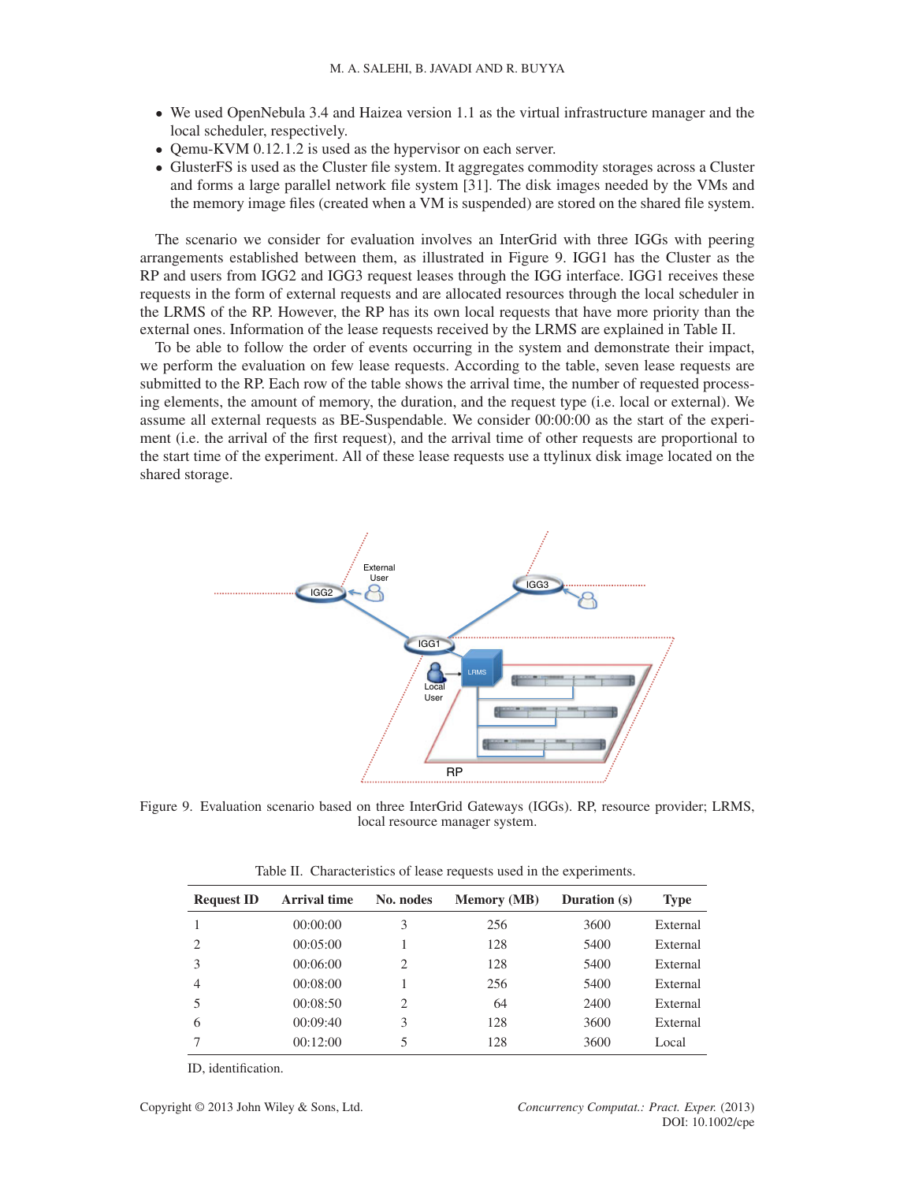- We used OpenNebula 3.4 and Haizea version 1.1 as the virtual infrastructure manager and the local scheduler, respectively.
- Qemu-KVM 0.12.1.2 is used as the hypervisor on each server.
- GlusterFS is used as the Cluster file system. It aggregates commodity storages across a Cluster and forms a large parallel network file system [31]. The disk images needed by the VMs and the memory image files (created when a VM is suspended) are stored on the shared file system.

The scenario we consider for evaluation involves an InterGrid with three IGGs with peering arrangements established between them, as illustrated in Figure 9. IGG1 has the Cluster as the RP and users from IGG2 and IGG3 request leases through the IGG interface. IGG1 receives these requests in the form of external requests and are allocated resources through the local scheduler in the LRMS of the RP. However, the RP has its own local requests that have more priority than the external ones. Information of the lease requests received by the LRMS are explained in Table II.

To be able to follow the order of events occurring in the system and demonstrate their impact, we perform the evaluation on few lease requests. According to the table, seven lease requests are submitted to the RP. Each row of the table shows the arrival time, the number of requested processing elements, the amount of memory, the duration, and the request type (i.e. local or external). We assume all external requests as BE-Suspendable. We consider 00:00:00 as the start of the experiment (i.e. the arrival of the first request), and the arrival time of other requests are proportional to the start time of the experiment. All of these lease requests use a ttylinux disk image located on the shared storage.

Figure 9. Evaluation scenario based on three InterGrid Gateways (IGGs). RP, resource provider; LRMS, local resource manager system.

Table II. Characteristics of lease requests used in the experiments.

| Request ID | Arrival time | No. nodes | Memory (MB) | Duration (s) | Type |
|---|---|---|---|---|---|
| 1 | 00:00:00 | 3 | 256 | 3600 | External |
| 2 | 00:05:00 | 1 | 128 | 5400 | External |
| 3 | 00:06:00 | 2 | 128 | 5400 | External |
| 4 | 00:08:00 | 1 | 256 | 5400 | External |
| 5 | 00:08:50 | 2 | 64 | 2400 | External |
| 6 | 00:09:40 | 3 | 128 | 3600 | External |
| 7 | 00:12:00 | 5 | 128 | 3600 | Local |

ID, identification.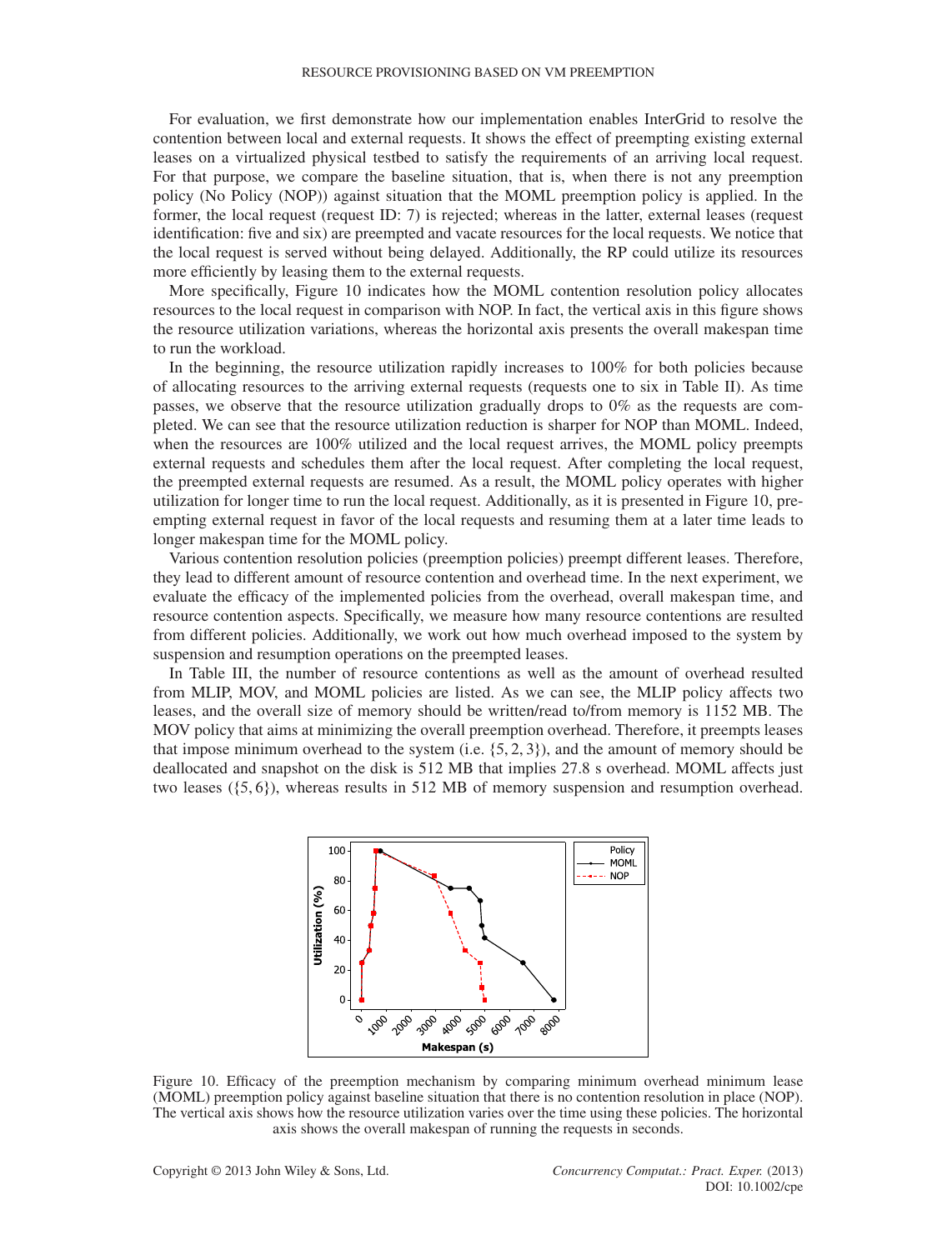For evaluation, we first demonstrate how our implementation enables InterGrid to resolve the contention between local and external requests. It shows the effect of preempting existing external leases on a virtualized physical testbed to satisfy the requirements of an arriving local request. For that purpose, we compare the baseline situation, that is, when there is not any preemption policy (No Policy (NOP)) against situation that the MOML preemption policy is applied. In the former, the local request (request ID: 7) is rejected; whereas in the latter, external leases (request identification: five and six) are preempted and vacate resources for the local requests. We notice that the local request is served without being delayed. Additionally, the RP could utilize its resources more efficiently by leasing them to the external requests.

More specifically, Figure 10 indicates how the MOML contention resolution policy allocates resources to the local request in comparison with NOP. In fact, the vertical axis in this figure shows the resource utilization variations, whereas the horizontal axis presents the overall makespan time to run the workload.

In the beginning, the resource utilization rapidly increases to 100% for both policies because of allocating resources to the arriving external requests (requests one to six in Table II). As time passes, we observe that the resource utilization gradually drops to 0% as the requests are completed. We can see that the resource utilization reduction is sharper for NOP than MOML. Indeed, when the resources are 100% utilized and the local request arrives, the MOML policy preempts external requests and schedules them after the local request. After completing the local request, the preempted external requests are resumed. As a result, the MOML policy operates with higher utilization for longer time to run the local request. Additionally, as it is presented in Figure 10, preempting external request in favor of the local requests and resuming them at a later time leads to longer makespan time for the MOML policy.

Various contention resolution policies (preemption policies) preempt different leases. Therefore, they lead to different amount of resource contention and overhead time. In the next experiment, we evaluate the efficacy of the implemented policies from the overhead, overall makespan time, and resource contention aspects. Specifically, we measure how many resource contentions are resulted from different policies. Additionally, we work out how much overhead imposed to the system by suspension and resumption operations on the preempted leases.

In Table III, the number of resource contentions as well as the amount of overhead resulted from MLIP, MOV, and MOML policies are listed. As we can see, the MLIP policy affects two leases, and the overall size of memory should be written/read to/from memory is 1152 MB. The MOV policy that aims at minimizing the overall preemption overhead. Therefore, it preempts leases that impose minimum overhead to the system (i.e. $\{5, 2, 3\}$), and the amount of memory should be deallocated and snapshot on the disk is 512 MB that implies 27.8 s overhead. MOML affects just two leases ($\{5, 6\}$), whereas results in 512 MB of memory suspension and resumption overhead.

Figure 10. Efficacy of the preemption mechanism by comparing minimum overhead minimum lease (MOML) preemption policy against baseline situation that there is no contention resolution in place (NOP). The vertical axis shows how the resource utilization varies over the time using these policies. The horizontal axis shows the overall makespan of running the requests in seconds.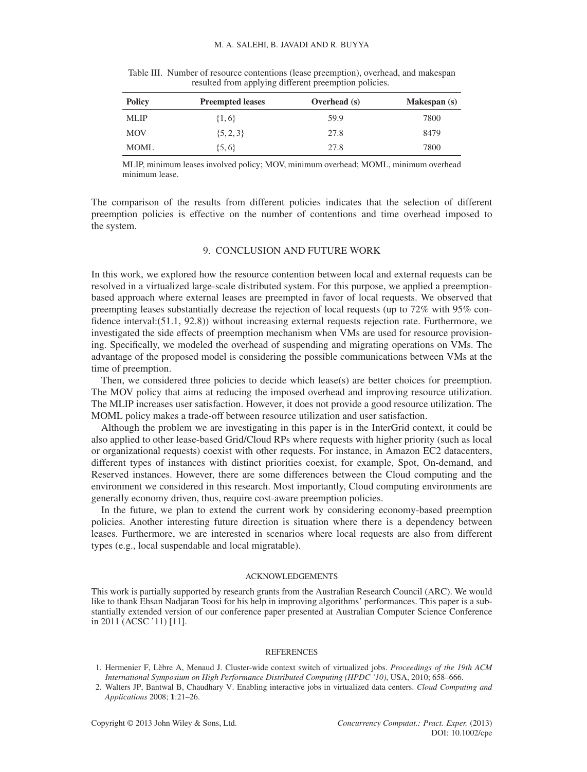Table III. Number of resource contentions (lease preemption), overhead, and makespan resulted from applying different preemption policies.

| Policy | Preempted leases | Overhead (s) | Makespan (s) |
|---|---|---|---|
| MLIP | {1, 6} | 59.9 | 7800 |
| MOV | {5, 2, 3} | 27.8 | 8479 |
| MOML | {5, 6} | 27.8 | 7800 |

MLIP, minimum leases involved policy; MOV, minimum overhead; MOML, minimum overhead minimum lease.

The comparison of the results from different policies indicates that the selection of different preemption policies is effective on the number of contentions and time overhead imposed to the system.

## 9. CONCLUSION AND FUTURE WORK

In this work, we explored how the resource contention between local and external requests can be resolved in a virtualized large-scale distributed system. For this purpose, we applied a preemption-based approach where external leases are preempted in favor of local requests. We observed that preempting leases substantially decrease the rejection of local requests (up to 72% with 95% confidence interval:(51.1, 92.8)) without increasing external requests rejection rate. Furthermore, we investigated the side effects of preemption mechanism when VMs are used for resource provisioning. Specifically, we modeled the overhead of suspending and migrating operations on VMs. The advantage of the proposed model is considering the possible communications between VMs at the time of preemption.

Then, we considered three policies to decide which lease(s) are better choices for preemption. The MOV policy that aims at reducing the imposed overhead and improving resource utilization. The MLIP increases user satisfaction. However, it does not provide a good resource utilization. The MOML policy makes a trade-off between resource utilization and user satisfaction.

Although the problem we are investigating in this paper is in the InterGrid context, it could be also applied to other lease-based Grid/Cloud RPs where requests with higher priority (such as local or organizational requests) coexist with other requests. For instance, in Amazon EC2 datacenters, different types of instances with distinct priorities coexist, for example, Spot, On-demand, and Reserved instances. However, there are some differences between the Cloud computing and the environment we considered in this research. Most importantly, Cloud computing environments are generally economy driven, thus, require cost-aware preemption policies.

In the future, we plan to extend the current work by considering economy-based preemption policies. Another interesting future direction is situation where there is a dependency between leases. Furthermore, we are interested in scenarios where local requests are also from different types (e.g., local suspendable and local migratable).

### ACKNOWLEDGEMENTS

This work is partially supported by research grants from the Australian Research Council (ARC). We would like to thank Ehsan Nadjaran Toosi for his help in improving algorithms' performances. This paper is a substantially extended version of our conference paper presented at Australian Computer Science Conference in 2011 (ACSC '11) [11].

### REFERENCES

1. Hermenier F, Lèbre A, Menaud J. Cluster-wide context switch of virtualized jobs. *Proceedings of the 19th ACM International Symposium on High Performance Distributed Computing (HPDC '10)*, USA, 2010; 658–666.
2. Walters JP, Bantwal B, Chaudhary V. Enabling interactive jobs in virtualized data centers. *Cloud Computing and Applications* 2008; **1**:21–26.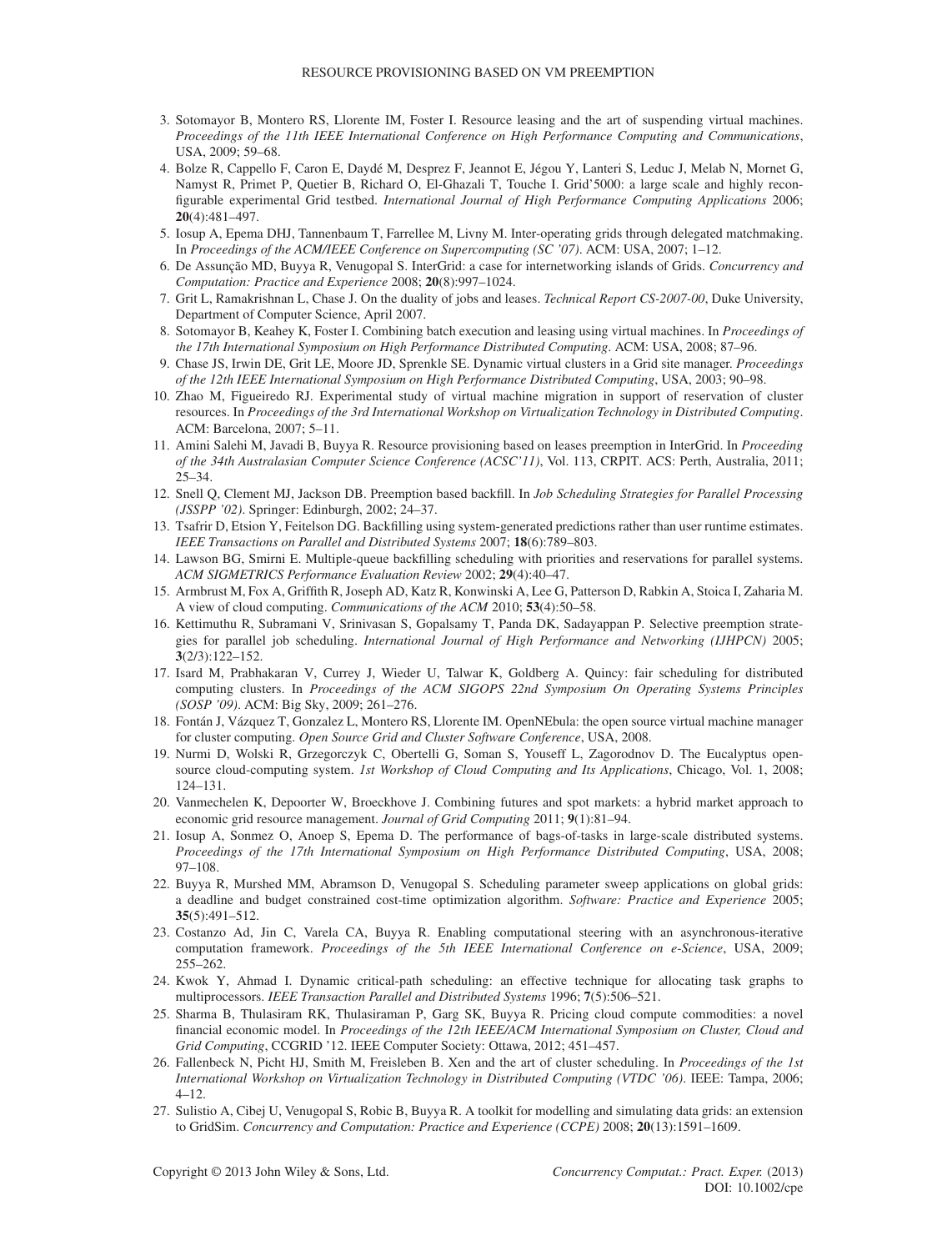3. Sotomayor B, Montero RS, Llorente IM, Foster I. Resource leasing and the art of suspending virtual machines. *Proceedings of the 11th IEEE International Conference on High Performance Computing and Communications*, USA, 2009; 59–68.
4. Bolze R, Cappello F, Caron E, Daydé M, Desprez F, Jeannot E, Jégou Y, Lanteri S, Leduc J, Melab N, Mornet G, Namyst R, Primet P, Quetier B, Richard O, El-Ghazali T, Touche I. Grid'5000: a large scale and highly reconfigurable experimental Grid testbed. *International Journal of High Performance Computing Applications* 2006; **20**(4):481–497.
5. Iosup A, Epema DHJ, Tannenbaum T, Farrellee M, Livny M. Inter-operating grids through delegated matchmaking. In *Proceedings of the ACM/IEEE Conference on Supercomputing (SC '07)*. ACM: USA, 2007; 1–12.
6. De Assunção MD, Buyya R, Venugopal S. InterGrid: a case for internetworking islands of Grids. *Concurrency and Computation: Practice and Experience* 2008; **20**(8):997–1024.
7. Grit L, Ramakrishnan L, Chase J. On the duality of jobs and leases. *Technical Report CS-2007-00*, Duke University, Department of Computer Science, April 2007.
8. Sotomayor B, Keahey K, Foster I. Combining batch execution and leasing using virtual machines. In *Proceedings of the 17th International Symposium on High Performance Distributed Computing*. ACM: USA, 2008; 87–96.
9. Chase JS, Irwin DE, Grit LE, Moore JD, Sprenkle SE. Dynamic virtual clusters in a Grid site manager. *Proceedings of the 12th IEEE International Symposium on High Performance Distributed Computing*, USA, 2003; 90–98.
10. Zhao M, Figueiredo RJ. Experimental study of virtual machine migration in support of reservation of cluster resources. In *Proceedings of the 3rd International Workshop on Virtualization Technology in Distributed Computing*. ACM: Barcelona, 2007; 5–11.
11. Amini Salehi M, Javadi B, Buyya R. Resource provisioning based on leases preemption in InterGrid. In *Proceeding of the 34th Australasian Computer Science Conference (ACSC'11)*, Vol. 113, CRPIT. ACS: Perth, Australia, 2011; 25–34.
12. Snell Q, Clement MJ, Jackson DB. Preemption based backfill. In *Job Scheduling Strategies for Parallel Processing (JSSPP '02)*. Springer: Edinburgh, 2002; 24–37.
13. Tsafrir D, Etsion Y, Feitelson DG. Backfilling using system-generated predictions rather than user runtime estimates. *IEEE Transactions on Parallel and Distributed Systems* 2007; **18**(6):789–803.
14. Lawson BG, Smirni E. Multiple-queue backfilling scheduling with priorities and reservations for parallel systems. *ACM SIGMETRICS Performance Evaluation Review* 2002; **29**(4):40–47.
15. Armbrust M, Fox A, Griffith R, Joseph AD, Katz R, Konwinski A, Lee G, Patterson D, Rabkin A, Stoica I, Zaharia M. A view of cloud computing. *Communications of the ACM* 2010; **53**(4):50–58.
16. Kettimuthu R, Subramani V, Srinivasan S, Gopalsamy T, Panda DK, Sadayappan P. Selective preemption strategies for parallel job scheduling. *International Journal of High Performance and Networking (IJHPCN)* 2005; **3**(2/3):122–152.
17. Isard M, Prabhakaran V, Currey J, Wieder U, Talwar K, Goldberg A. Quincy: fair scheduling for distributed computing clusters. In *Proceedings of the ACM SIGOPS 22nd Symposium On Operating Systems Principles (SOSP '09)*. ACM: Big Sky, 2009; 261–276.
18. Fontán J, Vázquez T, Gonzalez L, Montero RS, Llorente IM. OpenNEbula: the open source virtual machine manager for cluster computing. *Open Source Grid and Cluster Software Conference*, USA, 2008.
19. Nurmi D, Wolski R, Grzegorczyk C, Obertelli G, Soman S, Youseff L, Zagorodnov D. The Eucalyptus open-source cloud-computing system. *1st Workshop of Cloud Computing and Its Applications*, Chicago, Vol. 1, 2008; 124–131.
20. Vanmechelen K, Depoorter W, Broeckhove J. Combining futures and spot markets: a hybrid market approach to economic grid resource management. *Journal of Grid Computing* 2011; **9**(1):81–94.
21. Iosup A, Sonmez O, Anoep S, Epema D. The performance of bags-of-tasks in large-scale distributed systems. *Proceedings of the 17th International Symposium on High Performance Distributed Computing*, USA, 2008; 97–108.
22. Buyya R, Murshed MM, Abramson D, Venugopal S. Scheduling parameter sweep applications on global grids: a deadline and budget constrained cost-time optimization algorithm. *Software: Practice and Experience* 2005; **35**(5):491–512.
23. Costanzo Ad, Jin C, Varela CA, Buyya R. Enabling computational steering with an asynchronous-iterative computation framework. *Proceedings of the 5th IEEE International Conference on e-Science*, USA, 2009; 255–262.
24. Kwok Y, Ahmad I. Dynamic critical-path scheduling: an effective technique for allocating task graphs to multiprocessors. *IEEE Transaction Parallel and Distributed Systems* 1996; **7**(5):506–521.
25. Sharma B, Thulasiram RK, Thulasiraman P, Garg SK, Buyya R. Pricing cloud compute commodities: a novel financial economic model. In *Proceedings of the 12th IEEE/ACM International Symposium on Cluster, Cloud and Grid Computing*, CCGRID '12. IEEE Computer Society: Ottawa, 2012; 451–457.
26. Fallenbeck N, Picht HJ, Smith M, Freisleben B. Xen and the art of cluster scheduling. In *Proceedings of the 1st International Workshop on Virtualization Technology in Distributed Computing (VTDC '06)*. IEEE: Tampa, 2006; 4–12.
27. Sulistio A, Cibej U, Venugopal S, Robic B, Buyya R. A toolkit for modelling and simulating data grids: an extension to GridSim. *Concurrency and Computation: Practice and Experience (CCPE)* 2008; **20**(13):1591–1609.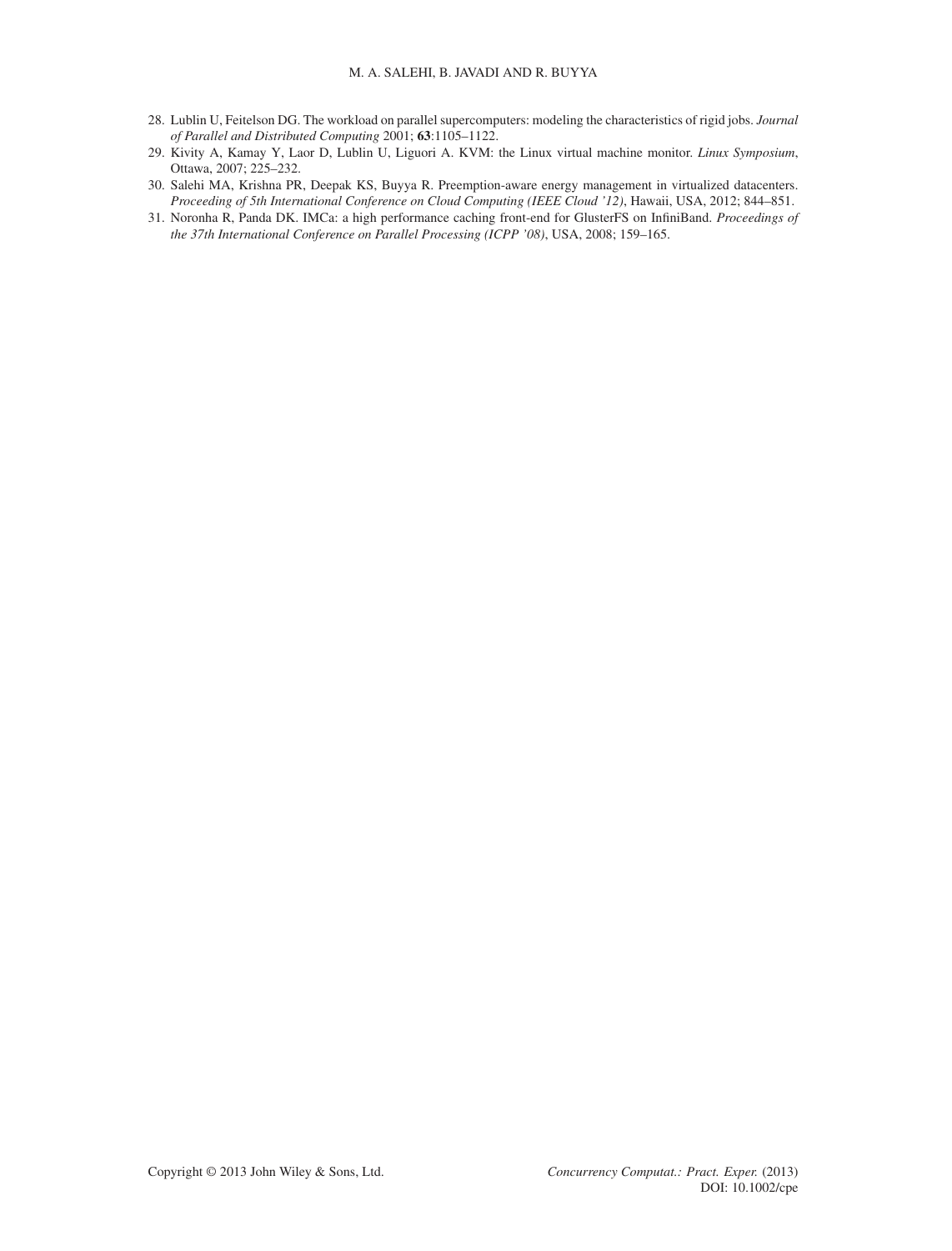28. Lublin U, Feitelson DG. The workload on parallel supercomputers: modeling the characteristics of rigid jobs. *Journal of Parallel and Distributed Computing* 2001; **63**:1105–1122.
29. Kivity A, Kamay Y, Laor D, Lublin U, Liguori A. KVM: the Linux virtual machine monitor. *Linux Symposium*, Ottawa, 2007; 225–232.
30. Salehi MA, Krishna PR, Deepak KS, Buyya R. Preemption-aware energy management in virtualized datacenters. *Proceeding of 5th International Conference on Cloud Computing (IEEE Cloud '12)*, Hawaii, USA, 2012; 844–851.
31. Noronha R, Panda DK. IMCa: a high performance caching front-end for GlusterFS on InfiniBand. *Proceedings of the 37th International Conference on Parallel Processing (ICPP '08)*, USA, 2008; 159–165.